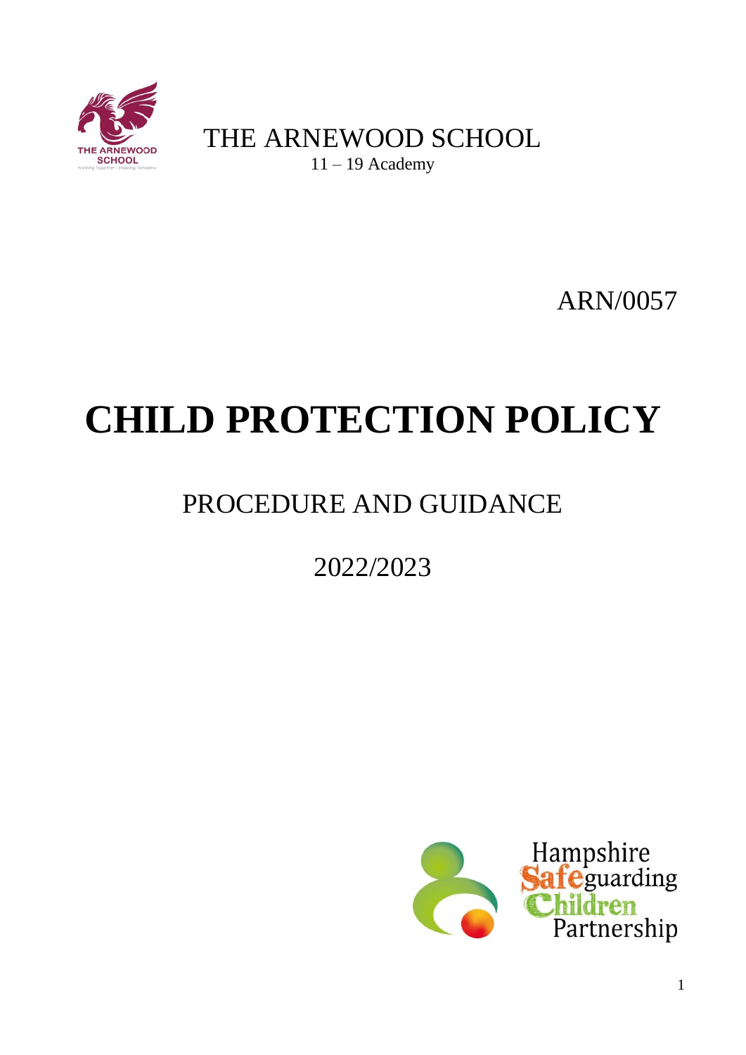THE ARNEWOOD SCHOOL

11 – 19 Academy

ARN/0057

# CHILD PROTECTION POLICY

## PROCEDURE AND GUIDANCE

## 2022/2023

Hampshire Safeguarding Children Partnership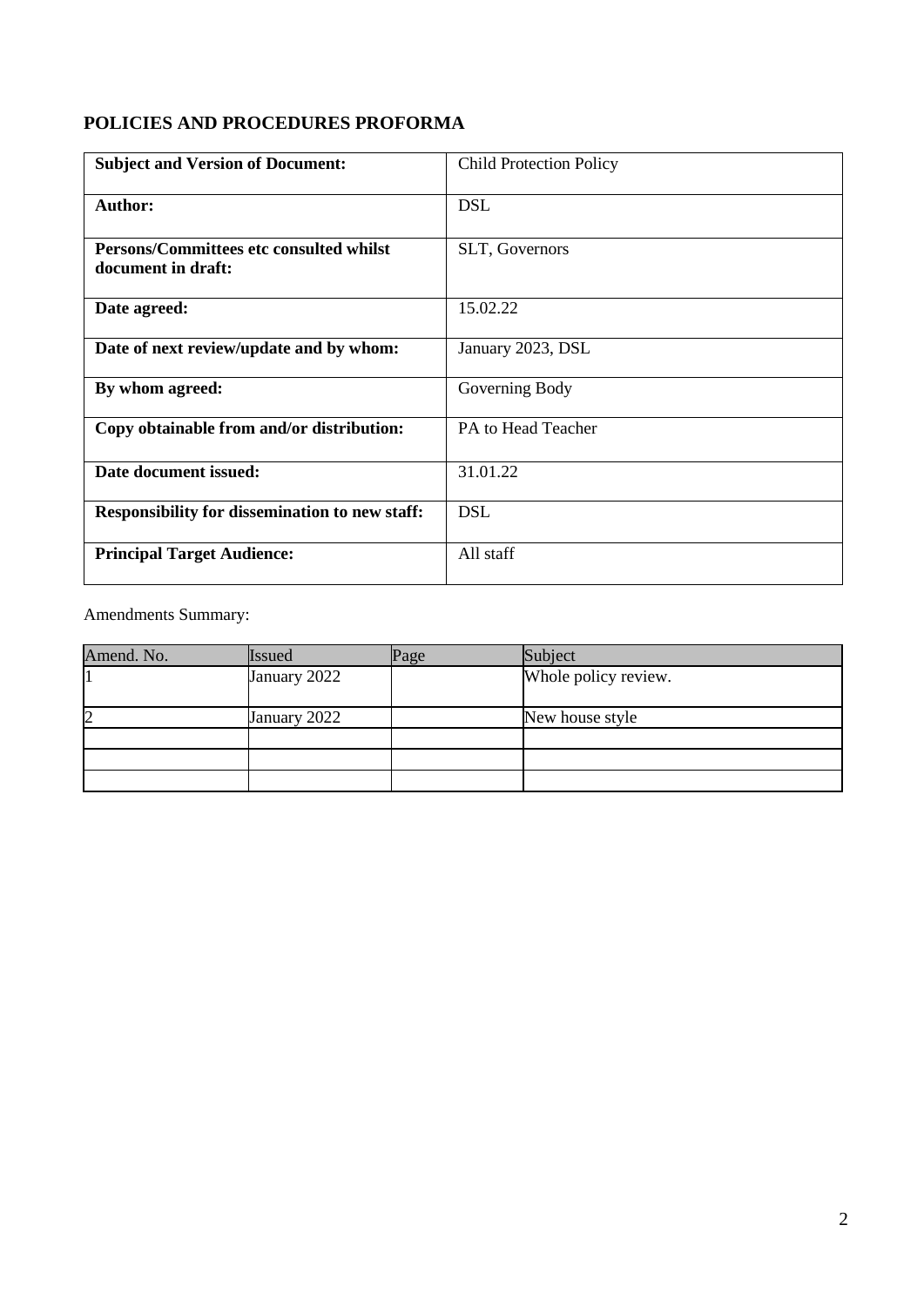**POLICIES AND PROCEDURES PROFORMA**

| **Subject and Version of Document:** | Child Protection Policy |
|---|---|
| **Author:** | DSL |
| **Persons/Committees etc consulted whilst document in draft:** | SLT, Governors |
| **Date agreed:** | 15.02.22 |
| **Date of next review/update and by whom:** | January 2023, DSL |
| **By whom agreed:** | Governing Body |
| **Copy obtainable from and/or distribution:** | PA to Head Teacher |
| **Date document issued:** | 31.01.22 |
| **Responsibility for dissemination to new staff:** | DSL |
| **Principal Target Audience:** | All staff |

Amendments Summary:

| Amend. No. | Issued | Page | Subject |
|---|---|---|---|
| 1 | January 2022 | | Whole policy review. |
| 2 | January 2022 | | New house style |
| | | | |
| | | | |
| | | | |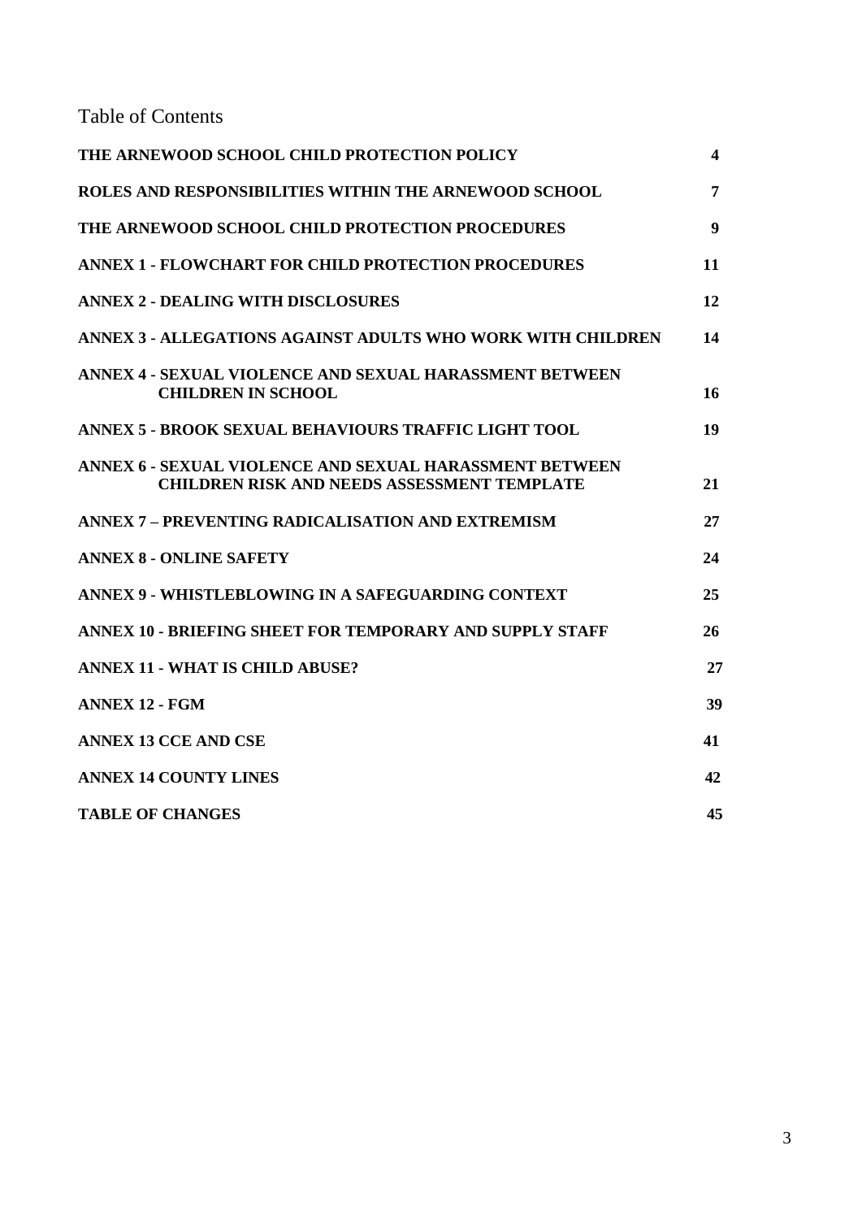# Table of Contents

| | |
|---|---|
| **THE ARNEWOOD SCHOOL CHILD PROTECTION POLICY** | **4** |
| **ROLES AND RESPONSIBILITIES WITHIN THE ARNEWOOD SCHOOL** | **7** |
| **THE ARNEWOOD SCHOOL CHILD PROTECTION PROCEDURES** | **9** |
| **ANNEX 1 - FLOWCHART FOR CHILD PROTECTION PROCEDURES** | **11** |
| **ANNEX 2 - DEALING WITH DISCLOSURES** | **12** |
| **ANNEX 3 - ALLEGATIONS AGAINST ADULTS WHO WORK WITH CHILDREN** | **14** |
| **ANNEX 4 - SEXUAL VIOLENCE AND SEXUAL HARASSMENT BETWEEN CHILDREN IN SCHOOL** | **16** |
| **ANNEX 5 - BROOK SEXUAL BEHAVIOURS TRAFFIC LIGHT TOOL** | **19** |
| **ANNEX 6 - SEXUAL VIOLENCE AND SEXUAL HARASSMENT BETWEEN CHILDREN RISK AND NEEDS ASSESSMENT TEMPLATE** | **21** |
| **ANNEX 7 – PREVENTING RADICALISATION AND EXTREMISM** | **27** |
| **ANNEX 8 - ONLINE SAFETY** | **24** |
| **ANNEX 9 - WHISTLEBLOWING IN A SAFEGUARDING CONTEXT** | **25** |
| **ANNEX 10 - BRIEFING SHEET FOR TEMPORARY AND SUPPLY STAFF** | **26** |
| **ANNEX 11 - WHAT IS CHILD ABUSE?** | **27** |
| **ANNEX 12 - FGM** | **39** |
| **ANNEX 13 CCE AND CSE** | **41** |
| **ANNEX 14 COUNTY LINES** | **42** |
| **TABLE OF CHANGES** | **45** |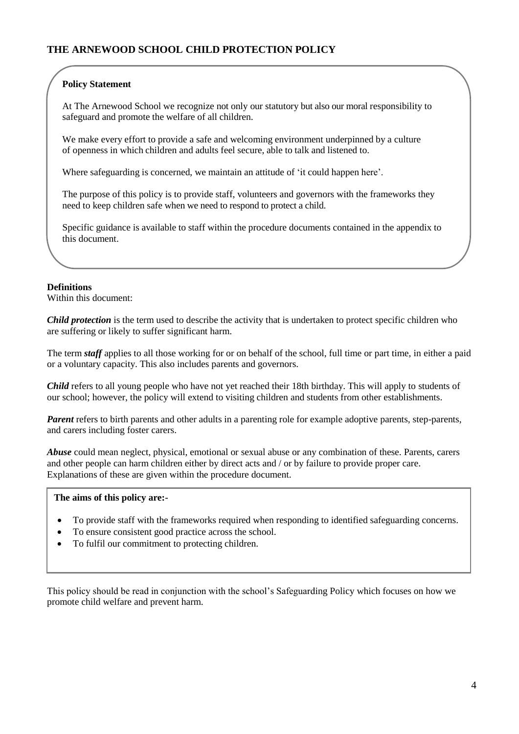# THE ARNEWOOD SCHOOL CHILD PROTECTION POLICY

**Policy Statement**

At The Arnewood School we recognize not only our statutory but also our moral responsibility to safeguard and promote the welfare of all children.

We make every effort to provide a safe and welcoming environment underpinned by a culture of openness in which children and adults feel secure, able to talk and listened to.

Where safeguarding is concerned, we maintain an attitude of 'it could happen here'.

The purpose of this policy is to provide staff, volunteers and governors with the frameworks they need to keep children safe when we need to respond to protect a child.

Specific guidance is available to staff within the procedure documents contained in the appendix to this document.

**Definitions**

Within this document:

***Child protection*** is the term used to describe the activity that is undertaken to protect specific children who are suffering or likely to suffer significant harm.

The term ***staff*** applies to all those working for or on behalf of the school, full time or part time, in either a paid or a voluntary capacity. This also includes parents and governors.

***Child*** refers to all young people who have not yet reached their 18th birthday. This will apply to students of our school; however, the policy will extend to visiting children and students from other establishments.

***Parent*** refers to birth parents and other adults in a parenting role for example adoptive parents, step-parents, and carers including foster carers.

***Abuse*** could mean neglect, physical, emotional or sexual abuse or any combination of these. Parents, carers and other people can harm children either by direct acts and / or by failure to provide proper care. Explanations of these are given within the procedure document.

**The aims of this policy are:-**

- To provide staff with the frameworks required when responding to identified safeguarding concerns.
- To ensure consistent good practice across the school.
- To fulfil our commitment to protecting children.

This policy should be read in conjunction with the school's Safeguarding Policy which focuses on how we promote child welfare and prevent harm.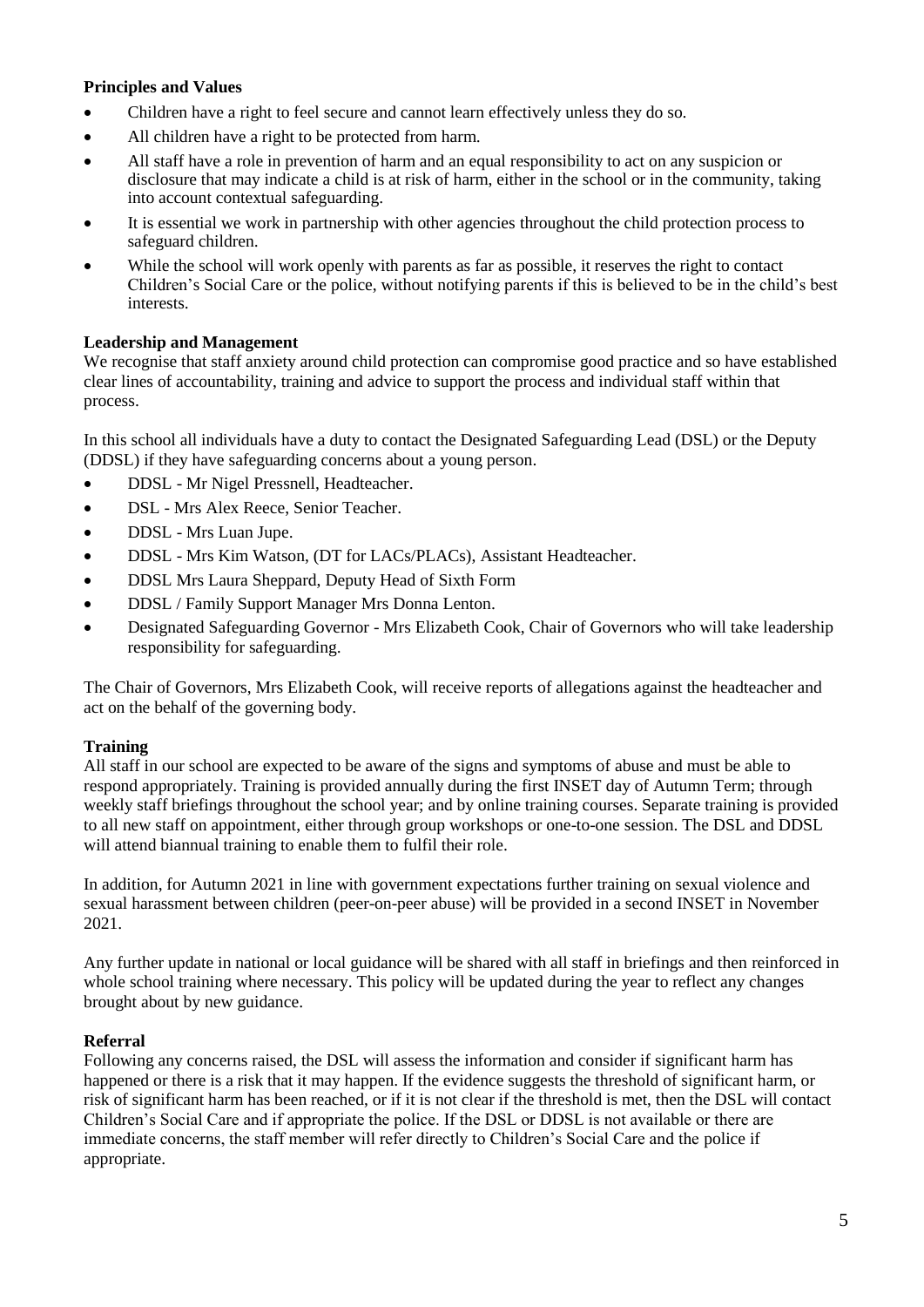**Principles and Values**

- Children have a right to feel secure and cannot learn effectively unless they do so.
- All children have a right to be protected from harm.
- All staff have a role in prevention of harm and an equal responsibility to act on any suspicion or disclosure that may indicate a child is at risk of harm, either in the school or in the community, taking into account contextual safeguarding.
- It is essential we work in partnership with other agencies throughout the child protection process to safeguard children.
- While the school will work openly with parents as far as possible, it reserves the right to contact Children's Social Care or the police, without notifying parents if this is believed to be in the child's best interests.

**Leadership and Management**

We recognise that staff anxiety around child protection can compromise good practice and so have established clear lines of accountability, training and advice to support the process and individual staff within that process.

In this school all individuals have a duty to contact the Designated Safeguarding Lead (DSL) or the Deputy (DDSL) if they have safeguarding concerns about a young person.

- DDSL - Mr Nigel Pressnell, Headteacher.
- DSL - Mrs Alex Reece, Senior Teacher.
- DDSL - Mrs Luan Jupe.
- DDSL - Mrs Kim Watson, (DT for LACs/PLACs), Assistant Headteacher.
- DDSL Mrs Laura Sheppard, Deputy Head of Sixth Form
- DDSL / Family Support Manager Mrs Donna Lenton.
- Designated Safeguarding Governor - Mrs Elizabeth Cook, Chair of Governors who will take leadership responsibility for safeguarding.

The Chair of Governors, Mrs Elizabeth Cook, will receive reports of allegations against the headteacher and act on the behalf of the governing body.

**Training**

All staff in our school are expected to be aware of the signs and symptoms of abuse and must be able to respond appropriately. Training is provided annually during the first INSET day of Autumn Term; through weekly staff briefings throughout the school year; and by online training courses. Separate training is provided to all new staff on appointment, either through group workshops or one-to-one session. The DSL and DDSL will attend biannual training to enable them to fulfil their role.

In addition, for Autumn 2021 in line with government expectations further training on sexual violence and sexual harassment between children (peer-on-peer abuse) will be provided in a second INSET in November 2021.

Any further update in national or local guidance will be shared with all staff in briefings and then reinforced in whole school training where necessary. This policy will be updated during the year to reflect any changes brought about by new guidance.

**Referral**

Following any concerns raised, the DSL will assess the information and consider if significant harm has happened or there is a risk that it may happen. If the evidence suggests the threshold of significant harm, or risk of significant harm has been reached, or if it is not clear if the threshold is met, then the DSL will contact Children's Social Care and if appropriate the police. If the DSL or DDSL is not available or there are immediate concerns, the staff member will refer directly to Children's Social Care and the police if appropriate.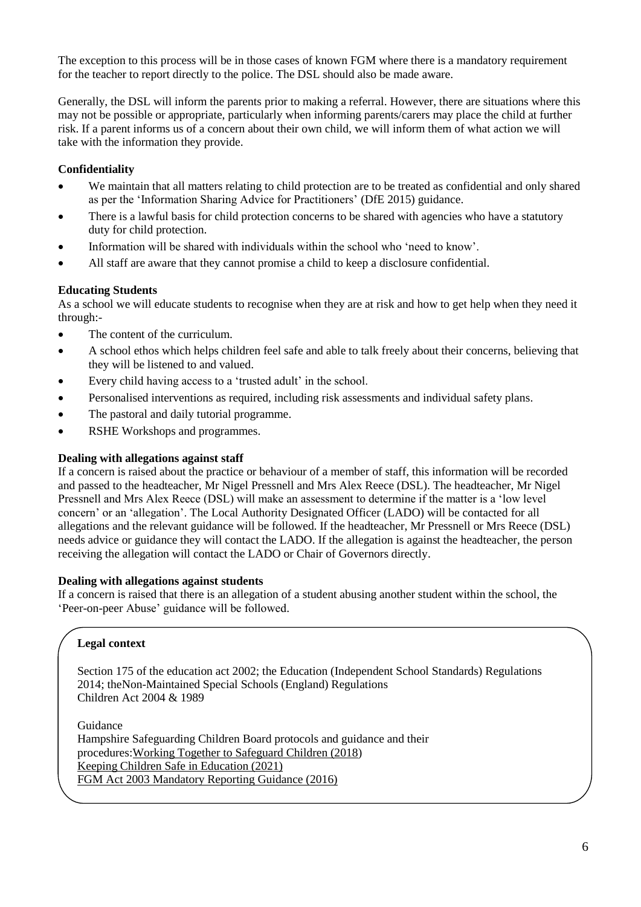The exception to this process will be in those cases of known FGM where there is a mandatory requirement for the teacher to report directly to the police. The DSL should also be made aware.

Generally, the DSL will inform the parents prior to making a referral. However, there are situations where this may not be possible or appropriate, particularly when informing parents/carers may place the child at further risk. If a parent informs us of a concern about their own child, we will inform them of what action we will take with the information they provide.

**Confidentiality**

- We maintain that all matters relating to child protection are to be treated as confidential and only shared as per the 'Information Sharing Advice for Practitioners' (DfE 2015) guidance.
- There is a lawful basis for child protection concerns to be shared with agencies who have a statutory duty for child protection.
- Information will be shared with individuals within the school who 'need to know'.
- All staff are aware that they cannot promise a child to keep a disclosure confidential.

**Educating Students**

As a school we will educate students to recognise when they are at risk and how to get help when they need it through:-

- The content of the curriculum.
- A school ethos which helps children feel safe and able to talk freely about their concerns, believing that they will be listened to and valued.
- Every child having access to a 'trusted adult' in the school.
- Personalised interventions as required, including risk assessments and individual safety plans.
- The pastoral and daily tutorial programme.
- RSHE Workshops and programmes.

**Dealing with allegations against staff**

If a concern is raised about the practice or behaviour of a member of staff, this information will be recorded and passed to the headteacher, Mr Nigel Pressnell and Mrs Alex Reece (DSL). The headteacher, Mr Nigel Pressnell and Mrs Alex Reece (DSL) will make an assessment to determine if the matter is a 'low level concern' or an 'allegation'. The Local Authority Designated Officer (LADO) will be contacted for all allegations and the relevant guidance will be followed. If the headteacher, Mr Pressnell or Mrs Reece (DSL) needs advice or guidance they will contact the LADO. If the allegation is against the headteacher, the person receiving the allegation will contact the LADO or Chair of Governors directly.

**Dealing with allegations against students**

If a concern is raised that there is an allegation of a student abusing another student within the school, the 'Peer-on-peer Abuse' guidance will be followed.

**Legal context**

Section 175 of the education act 2002; the Education (Independent School Standards) Regulations 2014; theNon-Maintained Special Schools (England) Regulations
Children Act 2004 & 1989

Guidance
Hampshire Safeguarding Children Board protocols and guidance and their procedures:Working Together to Safeguard Children (2018)
Keeping Children Safe in Education (2021)
FGM Act 2003 Mandatory Reporting Guidance (2016)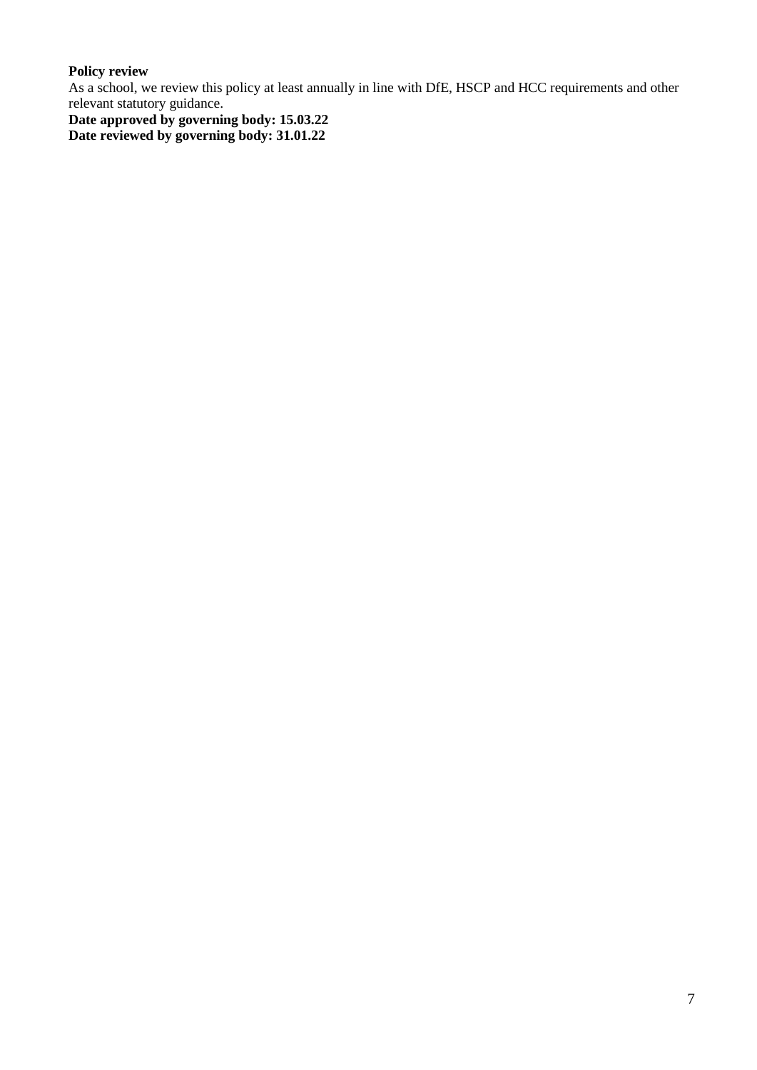**Policy review**

As a school, we review this policy at least annually in line with DfE, HSCP and HCC requirements and other relevant statutory guidance.

**Date approved by governing body: 15.03.22**

**Date reviewed by governing body: 31.01.22**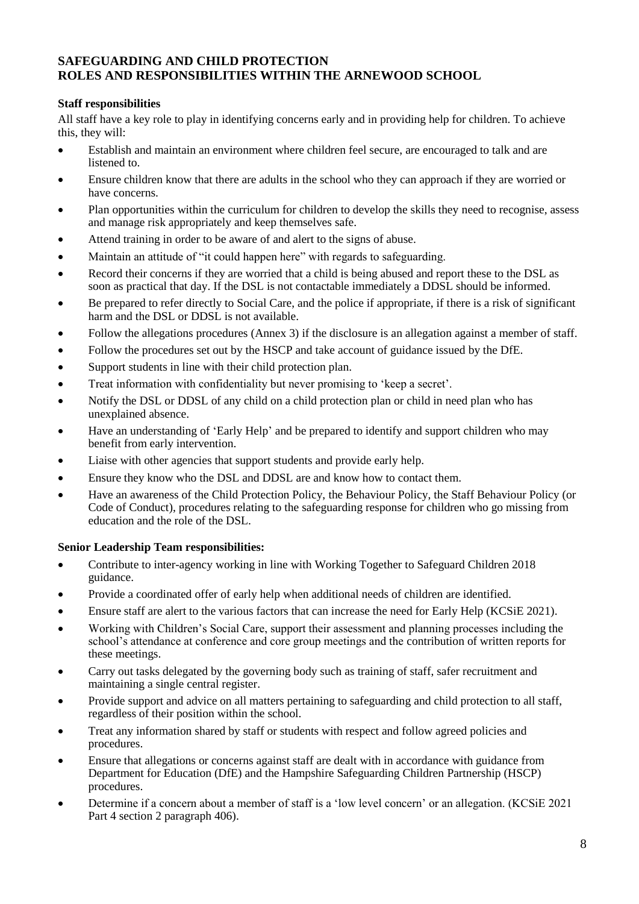## SAFEGUARDING AND CHILD PROTECTION
## ROLES AND RESPONSIBILITIES WITHIN THE ARNEWOOD SCHOOL

### Staff responsibilities

All staff have a key role to play in identifying concerns early and in providing help for children. To achieve this, they will:

- Establish and maintain an environment where children feel secure, are encouraged to talk and are listened to.
- Ensure children know that there are adults in the school who they can approach if they are worried or have concerns.
- Plan opportunities within the curriculum for children to develop the skills they need to recognise, assess and manage risk appropriately and keep themselves safe.
- Attend training in order to be aware of and alert to the signs of abuse.
- Maintain an attitude of "it could happen here" with regards to safeguarding.
- Record their concerns if they are worried that a child is being abused and report these to the DSL as soon as practical that day. If the DSL is not contactable immediately a DDSL should be informed.
- Be prepared to refer directly to Social Care, and the police if appropriate, if there is a risk of significant harm and the DSL or DDSL is not available.
- Follow the allegations procedures (Annex 3) if the disclosure is an allegation against a member of staff.
- Follow the procedures set out by the HSCP and take account of guidance issued by the DfE.
- Support students in line with their child protection plan.
- Treat information with confidentiality but never promising to 'keep a secret'.
- Notify the DSL or DDSL of any child on a child protection plan or child in need plan who has unexplained absence.
- Have an understanding of 'Early Help' and be prepared to identify and support children who may benefit from early intervention.
- Liaise with other agencies that support students and provide early help.
- Ensure they know who the DSL and DDSL are and know how to contact them.
- Have an awareness of the Child Protection Policy, the Behaviour Policy, the Staff Behaviour Policy (or Code of Conduct), procedures relating to the safeguarding response for children who go missing from education and the role of the DSL.

### Senior Leadership Team responsibilities:

- Contribute to inter-agency working in line with Working Together to Safeguard Children 2018 guidance.
- Provide a coordinated offer of early help when additional needs of children are identified.
- Ensure staff are alert to the various factors that can increase the need for Early Help (KCSiE 2021).
- Working with Children's Social Care, support their assessment and planning processes including the school's attendance at conference and core group meetings and the contribution of written reports for these meetings.
- Carry out tasks delegated by the governing body such as training of staff, safer recruitment and maintaining a single central register.
- Provide support and advice on all matters pertaining to safeguarding and child protection to all staff, regardless of their position within the school.
- Treat any information shared by staff or students with respect and follow agreed policies and procedures.
- Ensure that allegations or concerns against staff are dealt with in accordance with guidance from Department for Education (DfE) and the Hampshire Safeguarding Children Partnership (HSCP) procedures.
- Determine if a concern about a member of staff is a 'low level concern' or an allegation. (KCSiE 2021 Part 4 section 2 paragraph 406).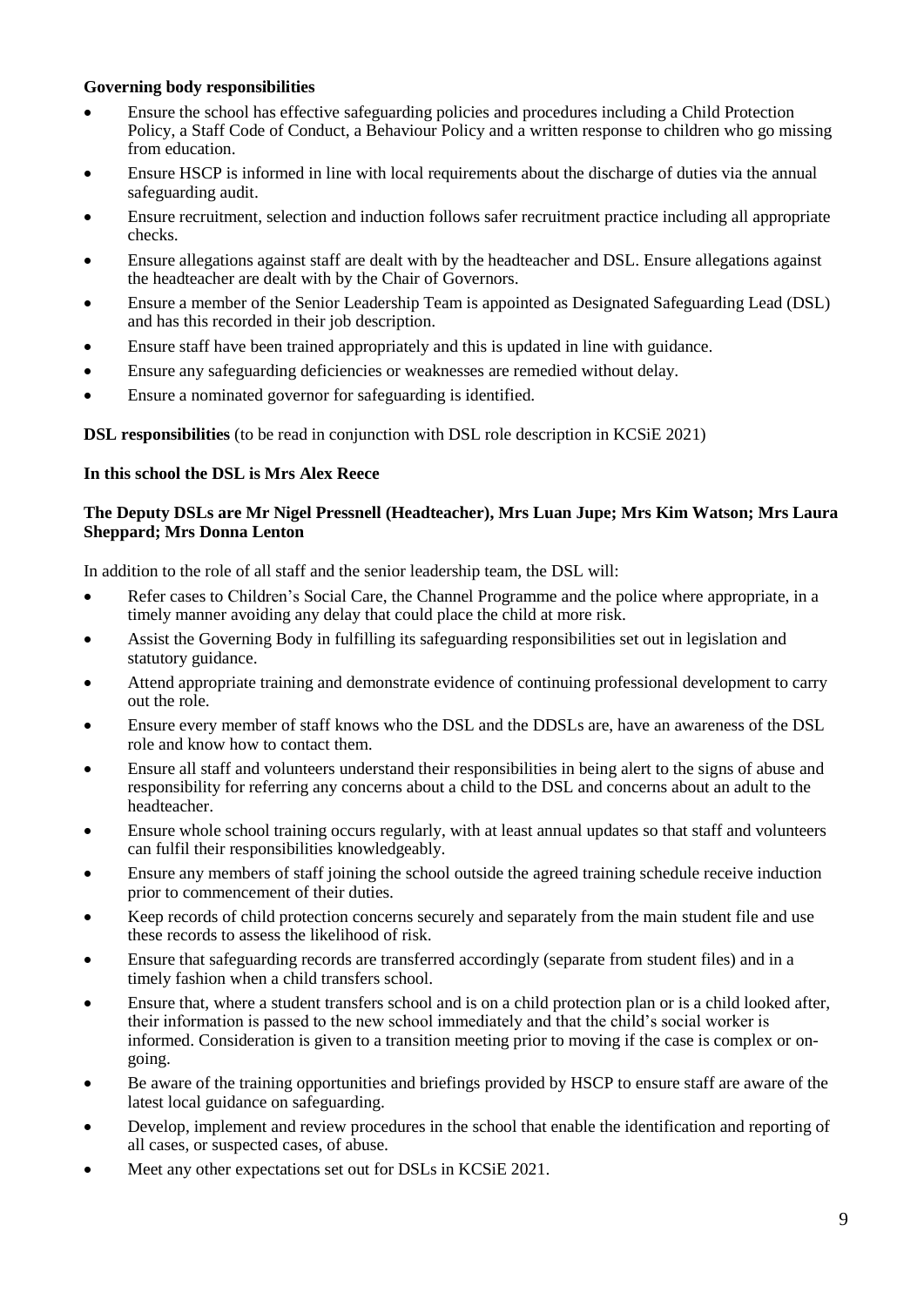**Governing body responsibilities**

- Ensure the school has effective safeguarding policies and procedures including a Child Protection Policy, a Staff Code of Conduct, a Behaviour Policy and a written response to children who go missing from education.
- Ensure HSCP is informed in line with local requirements about the discharge of duties via the annual safeguarding audit.
- Ensure recruitment, selection and induction follows safer recruitment practice including all appropriate checks.
- Ensure allegations against staff are dealt with by the headteacher and DSL. Ensure allegations against the headteacher are dealt with by the Chair of Governors.
- Ensure a member of the Senior Leadership Team is appointed as Designated Safeguarding Lead (DSL) and has this recorded in their job description.
- Ensure staff have been trained appropriately and this is updated in line with guidance.
- Ensure any safeguarding deficiencies or weaknesses are remedied without delay.
- Ensure a nominated governor for safeguarding is identified.

**DSL responsibilities** (to be read in conjunction with DSL role description in KCSiE 2021)

**In this school the DSL is Mrs Alex Reece**

**The Deputy DSLs are Mr Nigel Pressnell (Headteacher), Mrs Luan Jupe; Mrs Kim Watson; Mrs Laura Sheppard; Mrs Donna Lenton**

In addition to the role of all staff and the senior leadership team, the DSL will:

- Refer cases to Children's Social Care, the Channel Programme and the police where appropriate, in a timely manner avoiding any delay that could place the child at more risk.
- Assist the Governing Body in fulfilling its safeguarding responsibilities set out in legislation and statutory guidance.
- Attend appropriate training and demonstrate evidence of continuing professional development to carry out the role.
- Ensure every member of staff knows who the DSL and the DDSLs are, have an awareness of the DSL role and know how to contact them.
- Ensure all staff and volunteers understand their responsibilities in being alert to the signs of abuse and responsibility for referring any concerns about a child to the DSL and concerns about an adult to the headteacher.
- Ensure whole school training occurs regularly, with at least annual updates so that staff and volunteers can fulfil their responsibilities knowledgeably.
- Ensure any members of staff joining the school outside the agreed training schedule receive induction prior to commencement of their duties.
- Keep records of child protection concerns securely and separately from the main student file and use these records to assess the likelihood of risk.
- Ensure that safeguarding records are transferred accordingly (separate from student files) and in a timely fashion when a child transfers school.
- Ensure that, where a student transfers school and is on a child protection plan or is a child looked after, their information is passed to the new school immediately and that the child's social worker is informed. Consideration is given to a transition meeting prior to moving if the case is complex or on-going.
- Be aware of the training opportunities and briefings provided by HSCP to ensure staff are aware of the latest local guidance on safeguarding.
- Develop, implement and review procedures in the school that enable the identification and reporting of all cases, or suspected cases, of abuse.
- Meet any other expectations set out for DSLs in KCSiE 2021.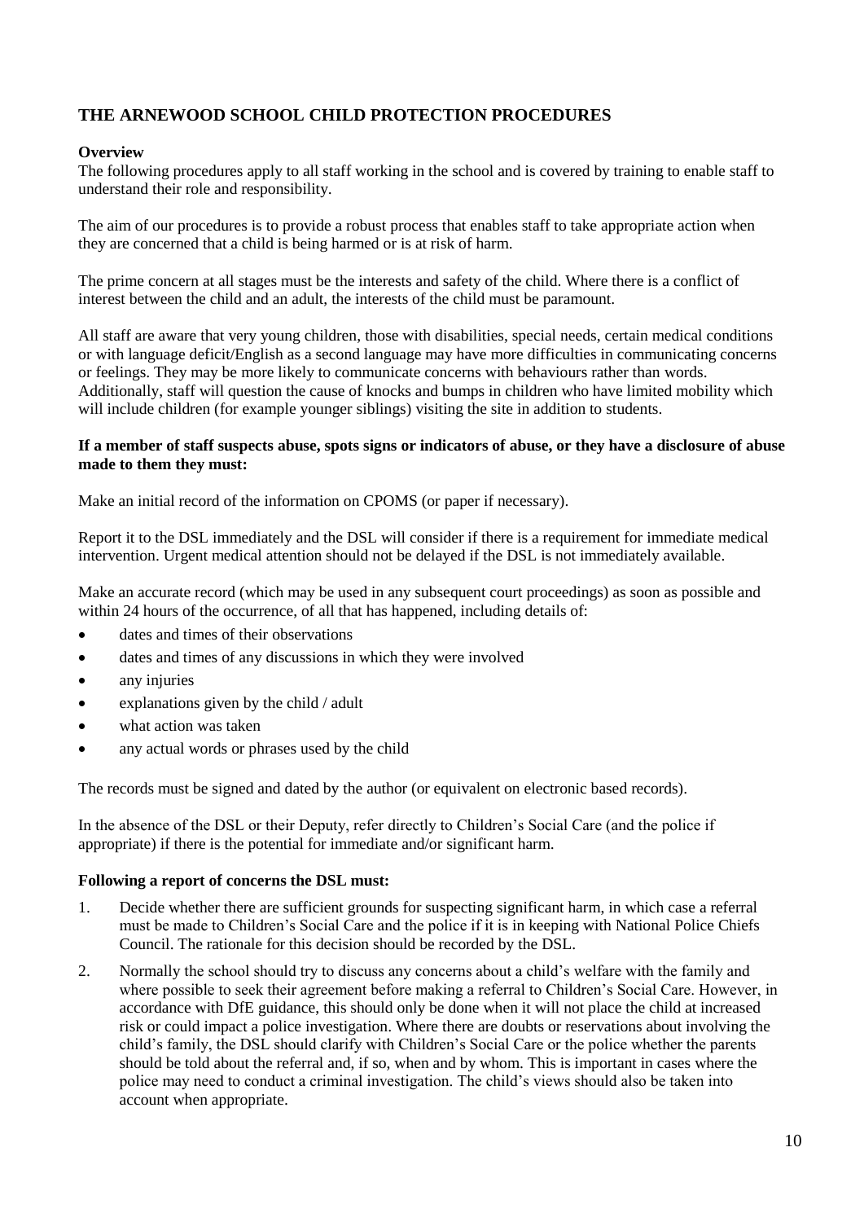## THE ARNEWOOD SCHOOL CHILD PROTECTION PROCEDURES

**Overview**

The following procedures apply to all staff working in the school and is covered by training to enable staff to understand their role and responsibility.

The aim of our procedures is to provide a robust process that enables staff to take appropriate action when they are concerned that a child is being harmed or is at risk of harm.

The prime concern at all stages must be the interests and safety of the child. Where there is a conflict of interest between the child and an adult, the interests of the child must be paramount.

All staff are aware that very young children, those with disabilities, special needs, certain medical conditions or with language deficit/English as a second language may have more difficulties in communicating concerns or feelings. They may be more likely to communicate concerns with behaviours rather than words. Additionally, staff will question the cause of knocks and bumps in children who have limited mobility which will include children (for example younger siblings) visiting the site in addition to students.

**If a member of staff suspects abuse, spots signs or indicators of abuse, or they have a disclosure of abuse made to them they must:**

Make an initial record of the information on CPOMS (or paper if necessary).

Report it to the DSL immediately and the DSL will consider if there is a requirement for immediate medical intervention. Urgent medical attention should not be delayed if the DSL is not immediately available.

Make an accurate record (which may be used in any subsequent court proceedings) as soon as possible and within 24 hours of the occurrence, of all that has happened, including details of:

- dates and times of their observations
- dates and times of any discussions in which they were involved
- any injuries
- explanations given by the child / adult
- what action was taken
- any actual words or phrases used by the child

The records must be signed and dated by the author (or equivalent on electronic based records).

In the absence of the DSL or their Deputy, refer directly to Children's Social Care (and the police if appropriate) if there is the potential for immediate and/or significant harm.

**Following a report of concerns the DSL must:**

1. Decide whether there are sufficient grounds for suspecting significant harm, in which case a referral must be made to Children's Social Care and the police if it is in keeping with National Police Chiefs Council. The rationale for this decision should be recorded by the DSL.
2. Normally the school should try to discuss any concerns about a child's welfare with the family and where possible to seek their agreement before making a referral to Children's Social Care. However, in accordance with DfE guidance, this should only be done when it will not place the child at increased risk or could impact a police investigation. Where there are doubts or reservations about involving the child's family, the DSL should clarify with Children's Social Care or the police whether the parents should be told about the referral and, if so, when and by whom. This is important in cases where the police may need to conduct a criminal investigation. The child's views should also be taken into account when appropriate.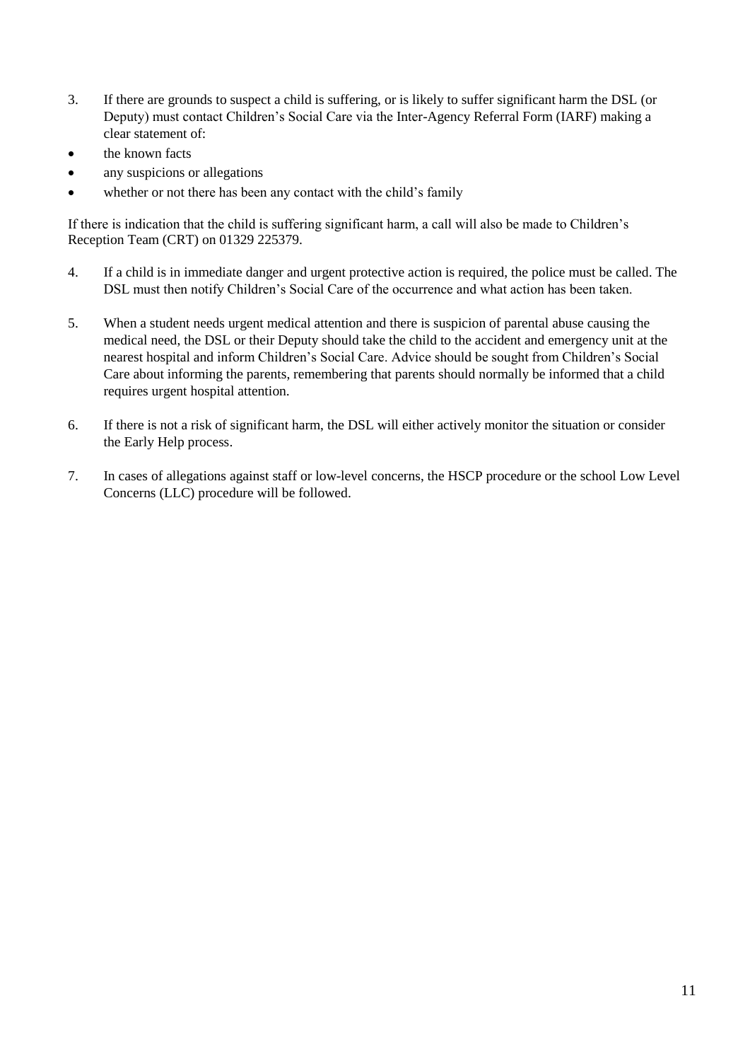3. If there are grounds to suspect a child is suffering, or is likely to suffer significant harm the DSL (or Deputy) must contact Children's Social Care via the Inter-Agency Referral Form (IARF) making a clear statement of:

- the known facts
- any suspicions or allegations
- whether or not there has been any contact with the child's family

If there is indication that the child is suffering significant harm, a call will also be made to Children's Reception Team (CRT) on 01329 225379.

4. If a child is in immediate danger and urgent protective action is required, the police must be called. The DSL must then notify Children's Social Care of the occurrence and what action has been taken.

5. When a student needs urgent medical attention and there is suspicion of parental abuse causing the medical need, the DSL or their Deputy should take the child to the accident and emergency unit at the nearest hospital and inform Children's Social Care. Advice should be sought from Children's Social Care about informing the parents, remembering that parents should normally be informed that a child requires urgent hospital attention.

6. If there is not a risk of significant harm, the DSL will either actively monitor the situation or consider the Early Help process.

7. In cases of allegations against staff or low-level concerns, the HSCP procedure or the school Low Level Concerns (LLC) procedure will be followed.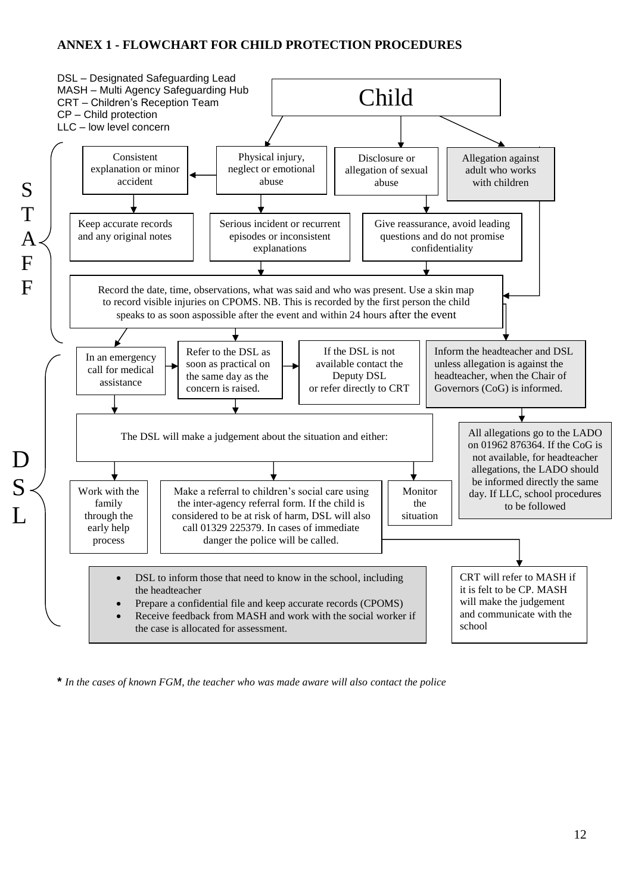## ANNEX 1 - FLOWCHART FOR CHILD PROTECTION PROCEDURES

DSL – Designated Safeguarding Lead
MASH – Multi Agency Safeguarding Hub
CRT – Children's Reception Team
CP – Child protection
LLC – low level concern

**Child**

**STAFF**

- Physical injury, neglect or emotional abuse
  - Consistent explanation or minor accident
    - Keep accurate records and any original notes
  - Serious incident or recurrent episodes or inconsistent explanations
- Disclosure or allegation of sexual abuse
  - Give reassurance, avoid leading questions and do not promise confidentiality
- Allegation against adult who works with children

Record the date, time, observations, what was said and who was present. Use a skin map to record visible injuries on CPOMS. NB. This is recorded by the first person the child speaks to as soon aspossible after the event and within 24 hours after the event

**DSL**

- In an emergency call for medical assistance
- Refer to the DSL as soon as practical on the same day as the concern is raised.
  - If the DSL is not available contact the Deputy DSL or refer directly to CRT
- Inform the headteacher and DSL unless allegation is against the headteacher, when the Chair of Governors (CoG) is informed.
  - All allegations go to the LADO on 01962 876364. If the CoG is not available, for headteacher allegations, the LADO should be informed directly the same day. If LLC, school procedures to be followed

The DSL will make a judgement about the situation and either:

- Work with the family through the early help process
- Make a referral to children's social care using the inter-agency referral form. If the child is considered to be at risk of harm, DSL will also call 01329 225379. In cases of immediate danger the police will be called.
  - CRT will refer to MASH if it is felt to be CP. MASH will make the judgement and communicate with the school
- Monitor the situation

- DSL to inform those that need to know in the school, including the headteacher
- Prepare a confidential file and keep accurate records (CPOMS)
- Receive feedback from MASH and work with the social worker if the case is allocated for assessment.

**\*** *In the cases of known FGM, the teacher who was made aware will also contact the police*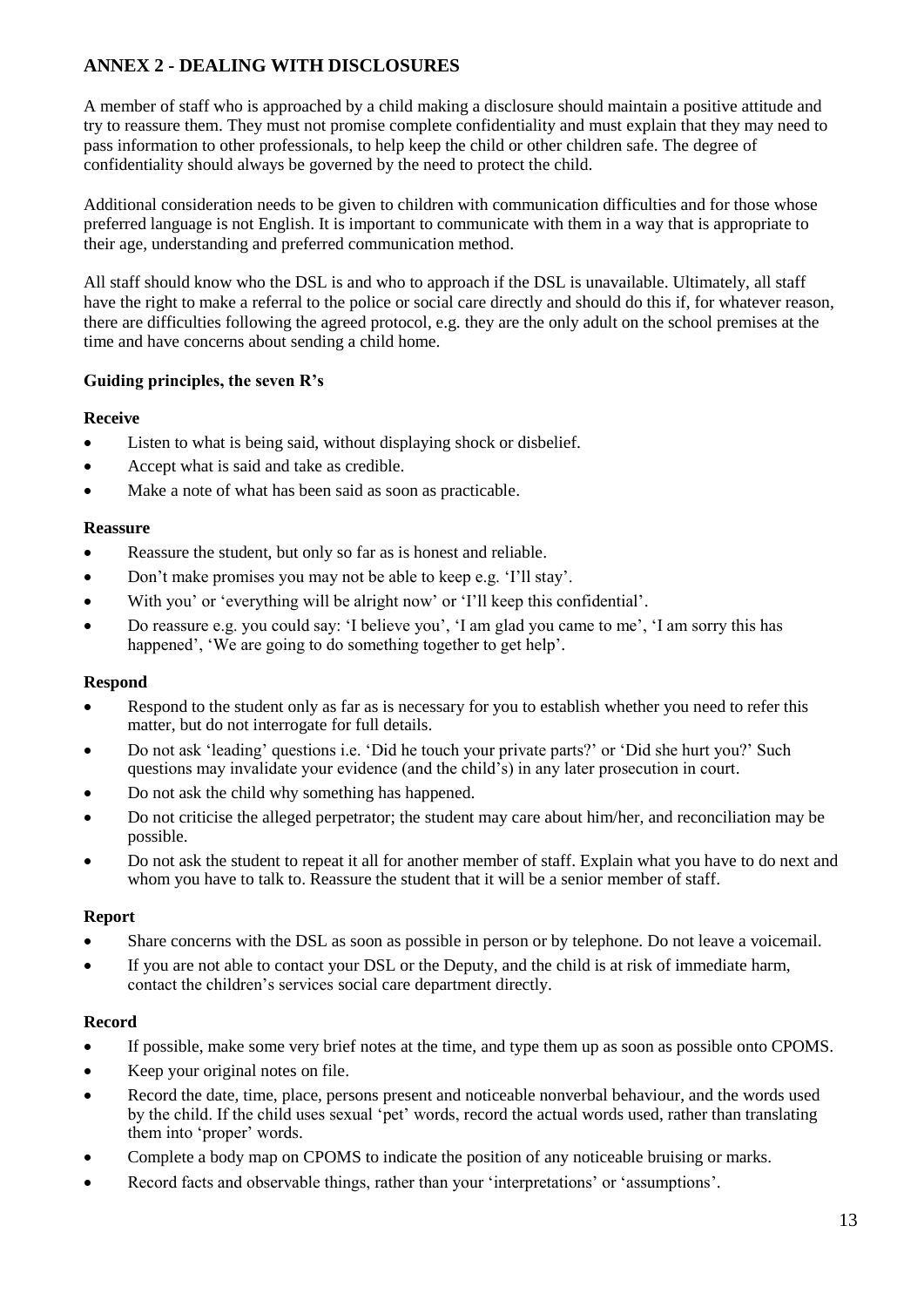## ANNEX 2 - DEALING WITH DISCLOSURES

A member of staff who is approached by a child making a disclosure should maintain a positive attitude and try to reassure them. They must not promise complete confidentiality and must explain that they may need to pass information to other professionals, to help keep the child or other children safe. The degree of confidentiality should always be governed by the need to protect the child.

Additional consideration needs to be given to children with communication difficulties and for those whose preferred language is not English. It is important to communicate with them in a way that is appropriate to their age, understanding and preferred communication method.

All staff should know who the DSL is and who to approach if the DSL is unavailable. Ultimately, all staff have the right to make a referral to the police or social care directly and should do this if, for whatever reason, there are difficulties following the agreed protocol, e.g. they are the only adult on the school premises at the time and have concerns about sending a child home.

### Guiding principles, the seven R's

**Receive**

- Listen to what is being said, without displaying shock or disbelief.
- Accept what is said and take as credible.
- Make a note of what has been said as soon as practicable.

**Reassure**

- Reassure the student, but only so far as is honest and reliable.
- Don't make promises you may not be able to keep e.g. 'I'll stay'.
- With you' or 'everything will be alright now' or 'I'll keep this confidential'.
- Do reassure e.g. you could say: 'I believe you', 'I am glad you came to me', 'I am sorry this has happened', 'We are going to do something together to get help'.

**Respond**

- Respond to the student only as far as is necessary for you to establish whether you need to refer this matter, but do not interrogate for full details.
- Do not ask 'leading' questions i.e. 'Did he touch your private parts?' or 'Did she hurt you?' Such questions may invalidate your evidence (and the child's) in any later prosecution in court.
- Do not ask the child why something has happened.
- Do not criticise the alleged perpetrator; the student may care about him/her, and reconciliation may be possible.
- Do not ask the student to repeat it all for another member of staff. Explain what you have to do next and whom you have to talk to. Reassure the student that it will be a senior member of staff.

**Report**

- Share concerns with the DSL as soon as possible in person or by telephone. Do not leave a voicemail.
- If you are not able to contact your DSL or the Deputy, and the child is at risk of immediate harm, contact the children's services social care department directly.

**Record**

- If possible, make some very brief notes at the time, and type them up as soon as possible onto CPOMS.
- Keep your original notes on file.
- Record the date, time, place, persons present and noticeable nonverbal behaviour, and the words used by the child. If the child uses sexual 'pet' words, record the actual words used, rather than translating them into 'proper' words.
- Complete a body map on CPOMS to indicate the position of any noticeable bruising or marks.
- Record facts and observable things, rather than your 'interpretations' or 'assumptions'.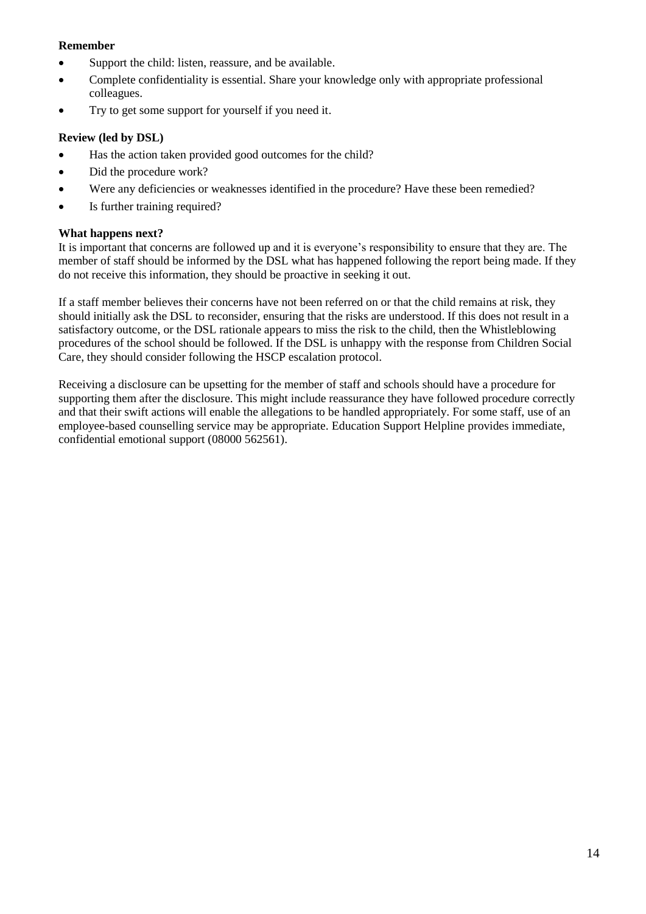**Remember**

- Support the child: listen, reassure, and be available.
- Complete confidentiality is essential. Share your knowledge only with appropriate professional colleagues.
- Try to get some support for yourself if you need it.

**Review (led by DSL)**

- Has the action taken provided good outcomes for the child?
- Did the procedure work?
- Were any deficiencies or weaknesses identified in the procedure? Have these been remedied?
- Is further training required?

**What happens next?**

It is important that concerns are followed up and it is everyone's responsibility to ensure that they are. The member of staff should be informed by the DSL what has happened following the report being made. If they do not receive this information, they should be proactive in seeking it out.

If a staff member believes their concerns have not been referred on or that the child remains at risk, they should initially ask the DSL to reconsider, ensuring that the risks are understood. If this does not result in a satisfactory outcome, or the DSL rationale appears to miss the risk to the child, then the Whistleblowing procedures of the school should be followed. If the DSL is unhappy with the response from Children Social Care, they should consider following the HSCP escalation protocol.

Receiving a disclosure can be upsetting for the member of staff and schools should have a procedure for supporting them after the disclosure. This might include reassurance they have followed procedure correctly and that their swift actions will enable the allegations to be handled appropriately. For some staff, use of an employee-based counselling service may be appropriate. Education Support Helpline provides immediate, confidential emotional support (08000 562561).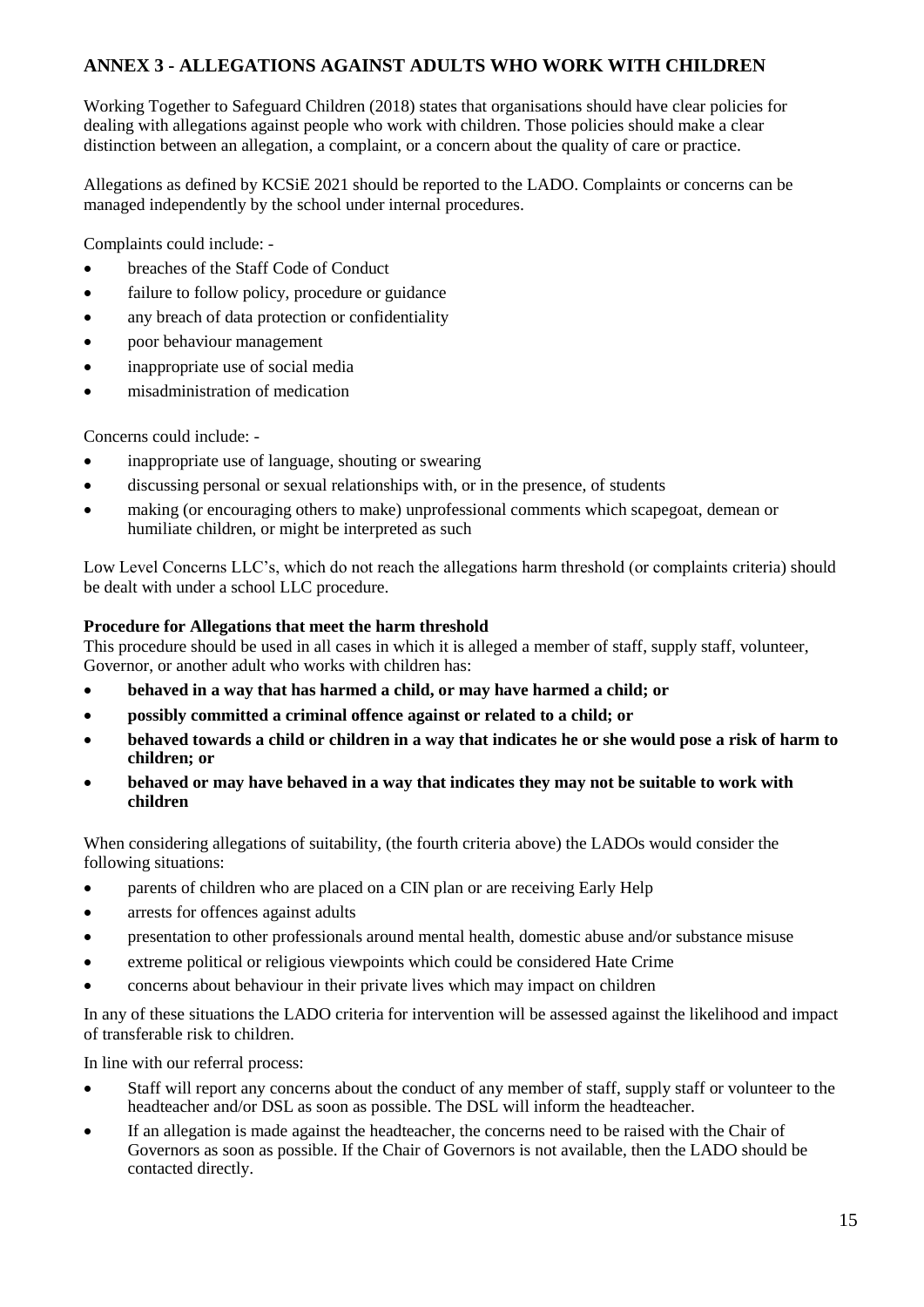## ANNEX 3 - ALLEGATIONS AGAINST ADULTS WHO WORK WITH CHILDREN

Working Together to Safeguard Children (2018) states that organisations should have clear policies for dealing with allegations against people who work with children. Those policies should make a clear distinction between an allegation, a complaint, or a concern about the quality of care or practice.

Allegations as defined by KCSiE 2021 should be reported to the LADO. Complaints or concerns can be managed independently by the school under internal procedures.

Complaints could include: -

- breaches of the Staff Code of Conduct
- failure to follow policy, procedure or guidance
- any breach of data protection or confidentiality
- poor behaviour management
- inappropriate use of social media
- misadministration of medication

Concerns could include: -

- inappropriate use of language, shouting or swearing
- discussing personal or sexual relationships with, or in the presence, of students
- making (or encouraging others to make) unprofessional comments which scapegoat, demean or humiliate children, or might be interpreted as such

Low Level Concerns LLC's, which do not reach the allegations harm threshold (or complaints criteria) should be dealt with under a school LLC procedure.

**Procedure for Allegations that meet the harm threshold**

This procedure should be used in all cases in which it is alleged a member of staff, supply staff, volunteer, Governor, or another adult who works with children has:

- **behaved in a way that has harmed a child, or may have harmed a child; or**
- **possibly committed a criminal offence against or related to a child; or**
- **behaved towards a child or children in a way that indicates he or she would pose a risk of harm to children; or**
- **behaved or may have behaved in a way that indicates they may not be suitable to work with children**

When considering allegations of suitability, (the fourth criteria above) the LADOs would consider the following situations:

- parents of children who are placed on a CIN plan or are receiving Early Help
- arrests for offences against adults
- presentation to other professionals around mental health, domestic abuse and/or substance misuse
- extreme political or religious viewpoints which could be considered Hate Crime
- concerns about behaviour in their private lives which may impact on children

In any of these situations the LADO criteria for intervention will be assessed against the likelihood and impact of transferable risk to children.

In line with our referral process:

- Staff will report any concerns about the conduct of any member of staff, supply staff or volunteer to the headteacher and/or DSL as soon as possible. The DSL will inform the headteacher.
- If an allegation is made against the headteacher, the concerns need to be raised with the Chair of Governors as soon as possible. If the Chair of Governors is not available, then the LADO should be contacted directly.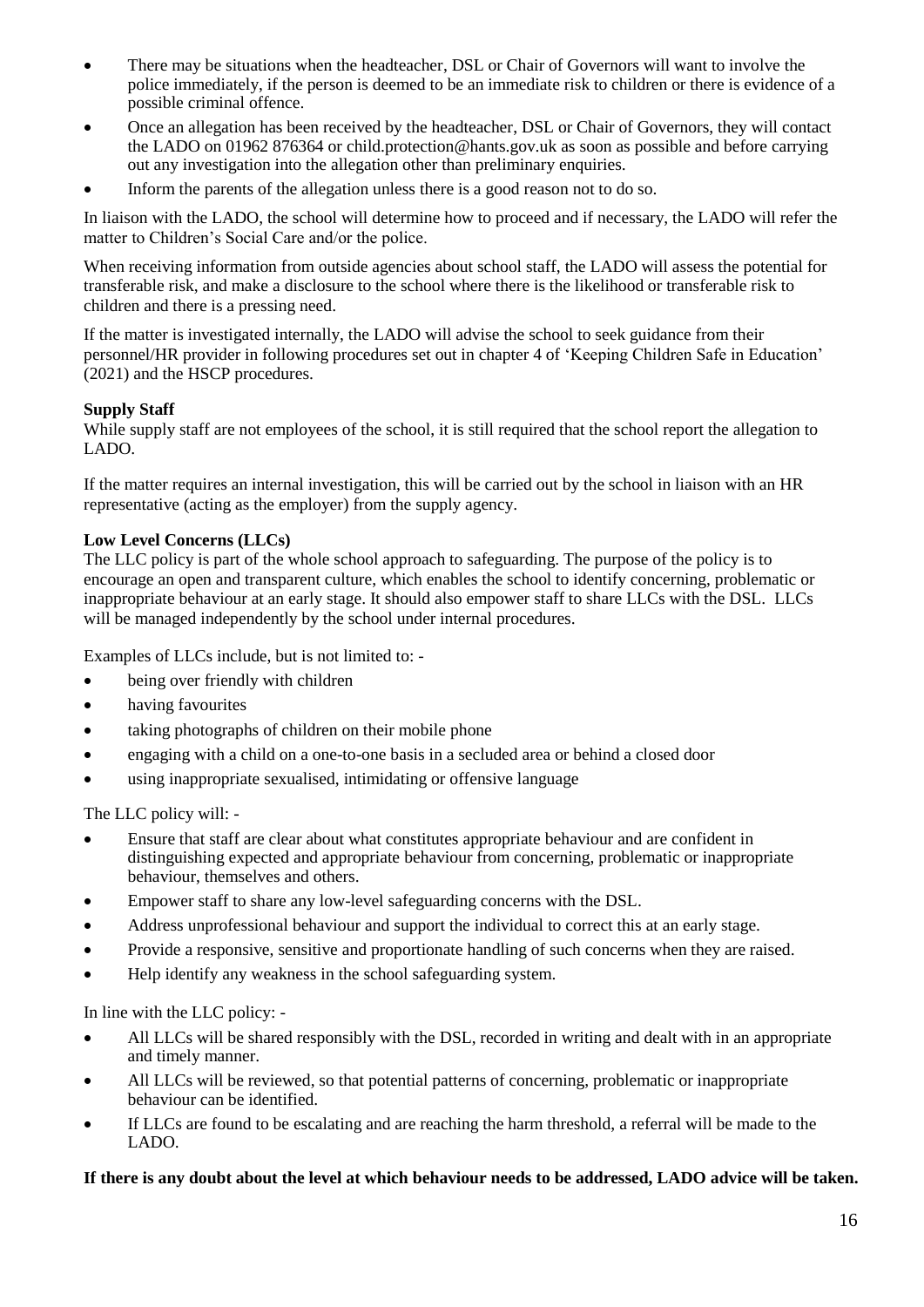- There may be situations when the headteacher, DSL or Chair of Governors will want to involve the police immediately, if the person is deemed to be an immediate risk to children or there is evidence of a possible criminal offence.
- Once an allegation has been received by the headteacher, DSL or Chair of Governors, they will contact the LADO on 01962 876364 or child.protection@hants.gov.uk as soon as possible and before carrying out any investigation into the allegation other than preliminary enquiries.
- Inform the parents of the allegation unless there is a good reason not to do so.

In liaison with the LADO, the school will determine how to proceed and if necessary, the LADO will refer the matter to Children's Social Care and/or the police.

When receiving information from outside agencies about school staff, the LADO will assess the potential for transferable risk, and make a disclosure to the school where there is the likelihood or transferable risk to children and there is a pressing need.

If the matter is investigated internally, the LADO will advise the school to seek guidance from their personnel/HR provider in following procedures set out in chapter 4 of 'Keeping Children Safe in Education' (2021) and the HSCP procedures.

**Supply Staff**

While supply staff are not employees of the school, it is still required that the school report the allegation to LADO.

If the matter requires an internal investigation, this will be carried out by the school in liaison with an HR representative (acting as the employer) from the supply agency.

**Low Level Concerns (LLCs)**

The LLC policy is part of the whole school approach to safeguarding. The purpose of the policy is to encourage an open and transparent culture, which enables the school to identify concerning, problematic or inappropriate behaviour at an early stage. It should also empower staff to share LLCs with the DSL. LLCs will be managed independently by the school under internal procedures.

Examples of LLCs include, but is not limited to: -

- being over friendly with children
- having favourites
- taking photographs of children on their mobile phone
- engaging with a child on a one-to-one basis in a secluded area or behind a closed door
- using inappropriate sexualised, intimidating or offensive language

The LLC policy will: -

- Ensure that staff are clear about what constitutes appropriate behaviour and are confident in distinguishing expected and appropriate behaviour from concerning, problematic or inappropriate behaviour, themselves and others.
- Empower staff to share any low-level safeguarding concerns with the DSL.
- Address unprofessional behaviour and support the individual to correct this at an early stage.
- Provide a responsive, sensitive and proportionate handling of such concerns when they are raised.
- Help identify any weakness in the school safeguarding system.

In line with the LLC policy: -

- All LLCs will be shared responsibly with the DSL, recorded in writing and dealt with in an appropriate and timely manner.
- All LLCs will be reviewed, so that potential patterns of concerning, problematic or inappropriate behaviour can be identified.
- If LLCs are found to be escalating and are reaching the harm threshold, a referral will be made to the LADO.

**If there is any doubt about the level at which behaviour needs to be addressed, LADO advice will be taken.**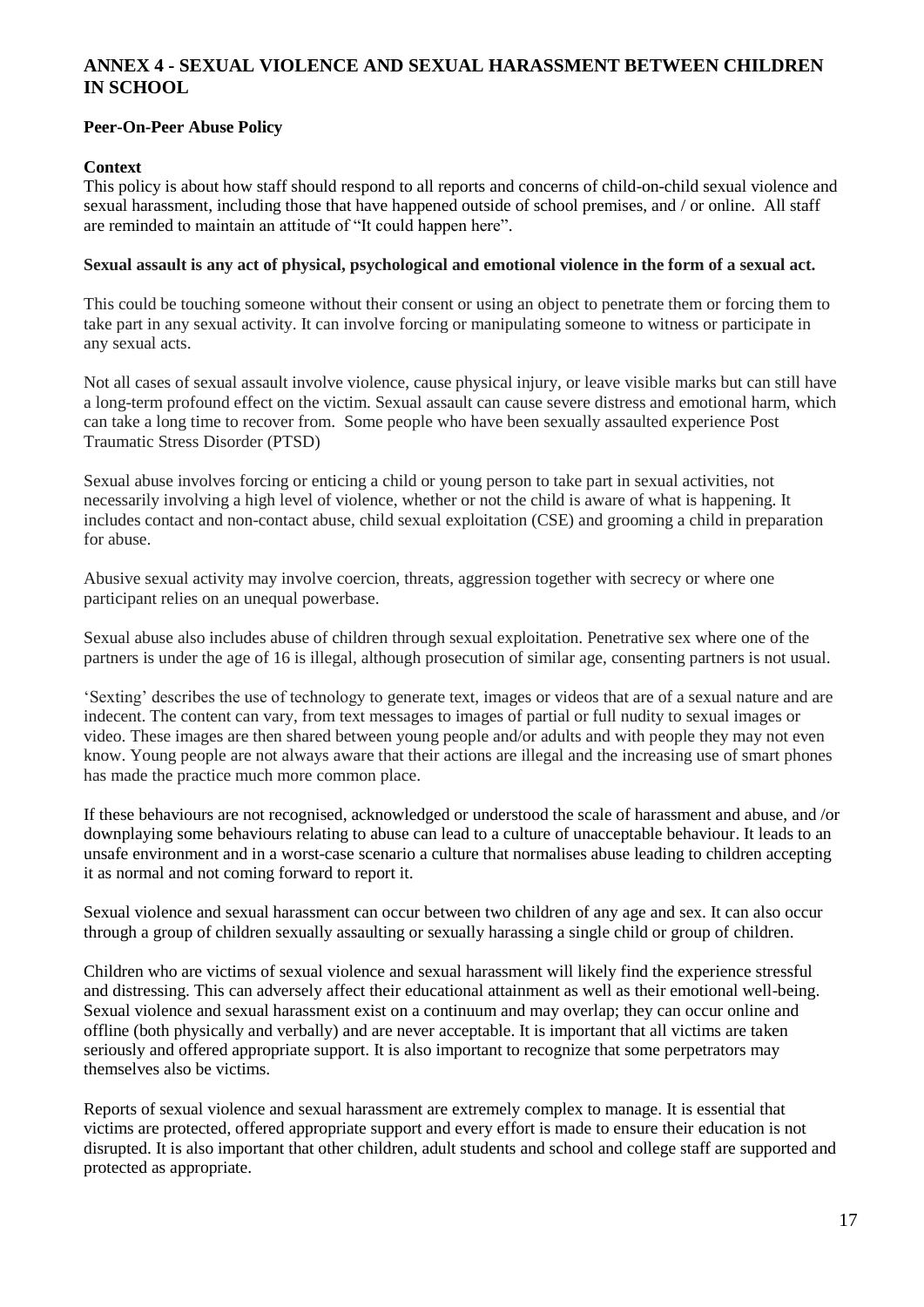## ANNEX 4 - SEXUAL VIOLENCE AND SEXUAL HARASSMENT BETWEEN CHILDREN IN SCHOOL

**Peer-On-Peer Abuse Policy**

**Context**

This policy is about how staff should respond to all reports and concerns of child-on-child sexual violence and sexual harassment, including those that have happened outside of school premises, and / or online. All staff are reminded to maintain an attitude of "It could happen here".

**Sexual assault is any act of physical, psychological and emotional violence in the form of a sexual act.**

This could be touching someone without their consent or using an object to penetrate them or forcing them to take part in any sexual activity. It can involve forcing or manipulating someone to witness or participate in any sexual acts.

Not all cases of sexual assault involve violence, cause physical injury, or leave visible marks but can still have a long-term profound effect on the victim. Sexual assault can cause severe distress and emotional harm, which can take a long time to recover from. Some people who have been sexually assaulted experience Post Traumatic Stress Disorder (PTSD)

Sexual abuse involves forcing or enticing a child or young person to take part in sexual activities, not necessarily involving a high level of violence, whether or not the child is aware of what is happening. It includes contact and non-contact abuse, child sexual exploitation (CSE) and grooming a child in preparation for abuse.

Abusive sexual activity may involve coercion, threats, aggression together with secrecy or where one participant relies on an unequal powerbase.

Sexual abuse also includes abuse of children through sexual exploitation. Penetrative sex where one of the partners is under the age of 16 is illegal, although prosecution of similar age, consenting partners is not usual.

'Sexting' describes the use of technology to generate text, images or videos that are of a sexual nature and are indecent. The content can vary, from text messages to images of partial or full nudity to sexual images or video. These images are then shared between young people and/or adults and with people they may not even know. Young people are not always aware that their actions are illegal and the increasing use of smart phones has made the practice much more common place.

If these behaviours are not recognised, acknowledged or understood the scale of harassment and abuse, and /or downplaying some behaviours relating to abuse can lead to a culture of unacceptable behaviour. It leads to an unsafe environment and in a worst-case scenario a culture that normalises abuse leading to children accepting it as normal and not coming forward to report it.

Sexual violence and sexual harassment can occur between two children of any age and sex. It can also occur through a group of children sexually assaulting or sexually harassing a single child or group of children.

Children who are victims of sexual violence and sexual harassment will likely find the experience stressful and distressing. This can adversely affect their educational attainment as well as their emotional well-being. Sexual violence and sexual harassment exist on a continuum and may overlap; they can occur online and offline (both physically and verbally) and are never acceptable. It is important that all victims are taken seriously and offered appropriate support. It is also important to recognize that some perpetrators may themselves also be victims.

Reports of sexual violence and sexual harassment are extremely complex to manage. It is essential that victims are protected, offered appropriate support and every effort is made to ensure their education is not disrupted. It is also important that other children, adult students and school and college staff are supported and protected as appropriate.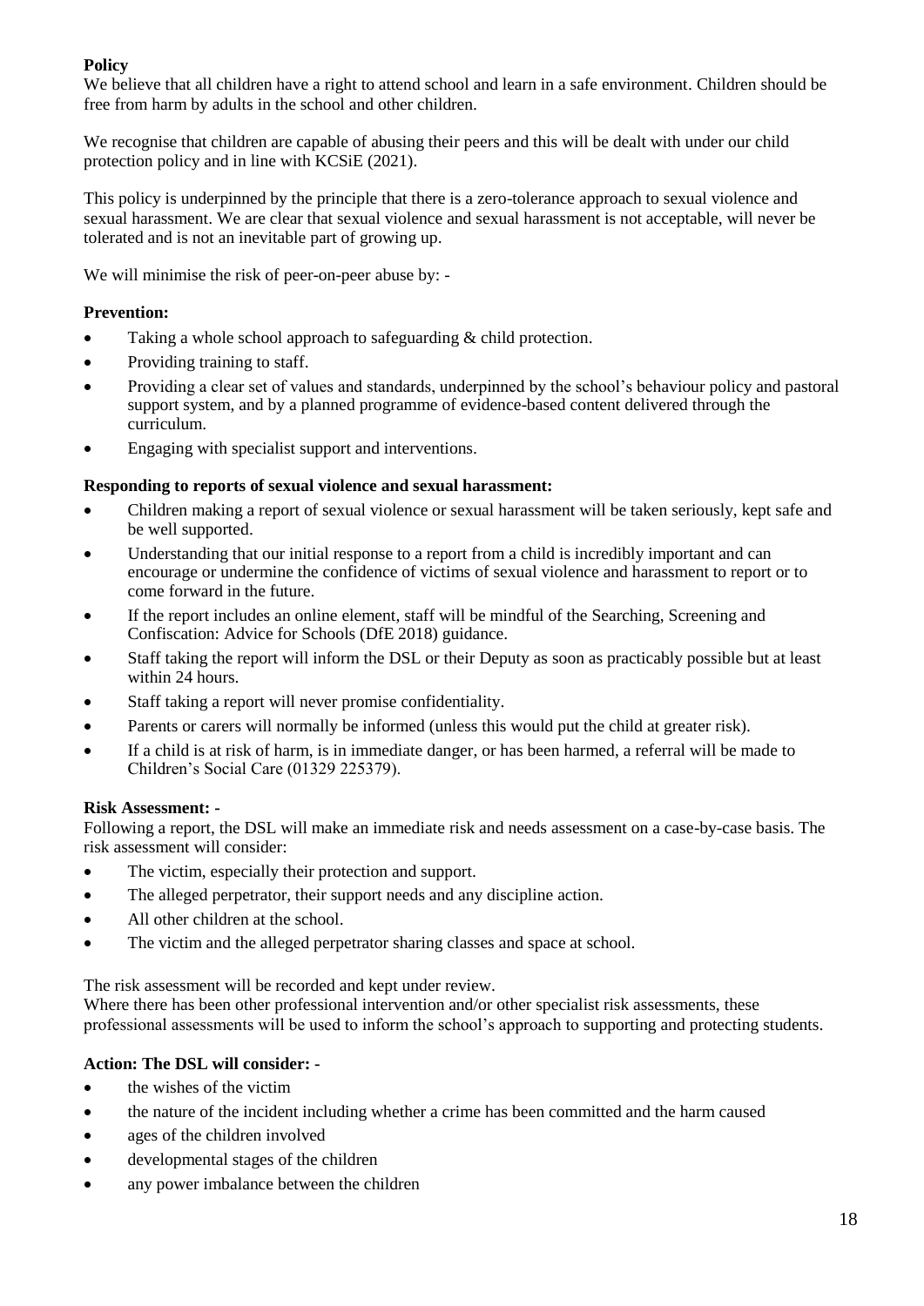**Policy**

We believe that all children have a right to attend school and learn in a safe environment. Children should be free from harm by adults in the school and other children.

We recognise that children are capable of abusing their peers and this will be dealt with under our child protection policy and in line with KCSiE (2021).

This policy is underpinned by the principle that there is a zero-tolerance approach to sexual violence and sexual harassment. We are clear that sexual violence and sexual harassment is not acceptable, will never be tolerated and is not an inevitable part of growing up.

We will minimise the risk of peer-on-peer abuse by: -

**Prevention:**

- Taking a whole school approach to safeguarding & child protection.
- Providing training to staff.
- Providing a clear set of values and standards, underpinned by the school's behaviour policy and pastoral support system, and by a planned programme of evidence-based content delivered through the curriculum.
- Engaging with specialist support and interventions.

**Responding to reports of sexual violence and sexual harassment:**

- Children making a report of sexual violence or sexual harassment will be taken seriously, kept safe and be well supported.
- Understanding that our initial response to a report from a child is incredibly important and can encourage or undermine the confidence of victims of sexual violence and harassment to report or to come forward in the future.
- If the report includes an online element, staff will be mindful of the Searching, Screening and Confiscation: Advice for Schools (DfE 2018) guidance.
- Staff taking the report will inform the DSL or their Deputy as soon as practicably possible but at least within 24 hours.
- Staff taking a report will never promise confidentiality.
- Parents or carers will normally be informed (unless this would put the child at greater risk).
- If a child is at risk of harm, is in immediate danger, or has been harmed, a referral will be made to Children's Social Care (01329 225379).

**Risk Assessment: -**

Following a report, the DSL will make an immediate risk and needs assessment on a case-by-case basis. The risk assessment will consider:

- The victim, especially their protection and support.
- The alleged perpetrator, their support needs and any discipline action.
- All other children at the school.
- The victim and the alleged perpetrator sharing classes and space at school.

The risk assessment will be recorded and kept under review.

Where there has been other professional intervention and/or other specialist risk assessments, these professional assessments will be used to inform the school's approach to supporting and protecting students.

**Action: The DSL will consider: -**

- the wishes of the victim
- the nature of the incident including whether a crime has been committed and the harm caused
- ages of the children involved
- developmental stages of the children
- any power imbalance between the children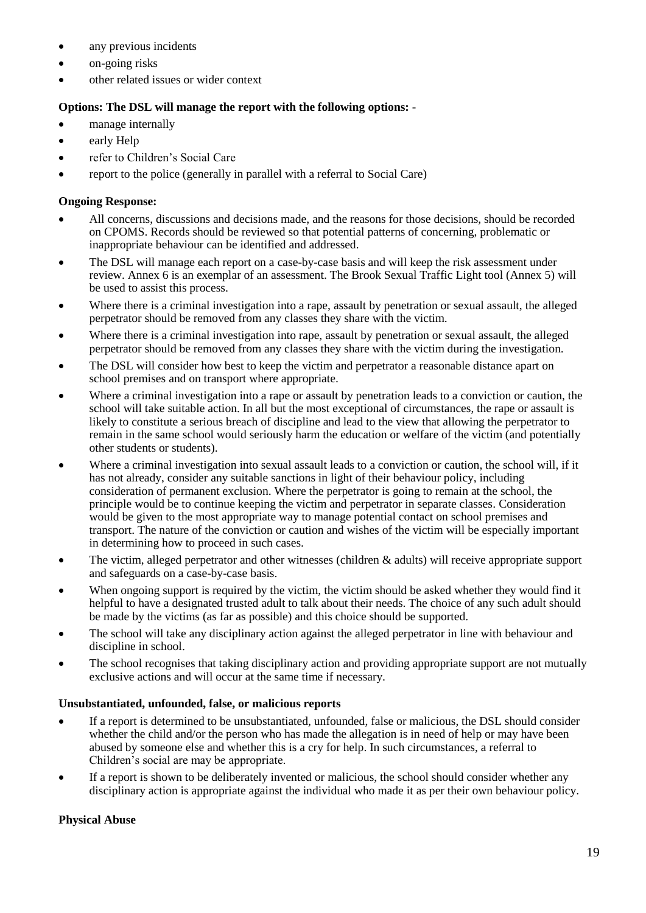- any previous incidents
- on-going risks
- other related issues or wider context

**Options: The DSL will manage the report with the following options: -**

- manage internally
- early Help
- refer to Children's Social Care
- report to the police (generally in parallel with a referral to Social Care)

**Ongoing Response:**

- All concerns, discussions and decisions made, and the reasons for those decisions, should be recorded on CPOMS. Records should be reviewed so that potential patterns of concerning, problematic or inappropriate behaviour can be identified and addressed.
- The DSL will manage each report on a case-by-case basis and will keep the risk assessment under review. Annex 6 is an exemplar of an assessment. The Brook Sexual Traffic Light tool (Annex 5) will be used to assist this process.
- Where there is a criminal investigation into a rape, assault by penetration or sexual assault, the alleged perpetrator should be removed from any classes they share with the victim.
- Where there is a criminal investigation into rape, assault by penetration or sexual assault, the alleged perpetrator should be removed from any classes they share with the victim during the investigation.
- The DSL will consider how best to keep the victim and perpetrator a reasonable distance apart on school premises and on transport where appropriate.
- Where a criminal investigation into a rape or assault by penetration leads to a conviction or caution, the school will take suitable action. In all but the most exceptional of circumstances, the rape or assault is likely to constitute a serious breach of discipline and lead to the view that allowing the perpetrator to remain in the same school would seriously harm the education or welfare of the victim (and potentially other students or students).
- Where a criminal investigation into sexual assault leads to a conviction or caution, the school will, if it has not already, consider any suitable sanctions in light of their behaviour policy, including consideration of permanent exclusion. Where the perpetrator is going to remain at the school, the principle would be to continue keeping the victim and perpetrator in separate classes. Consideration would be given to the most appropriate way to manage potential contact on school premises and transport. The nature of the conviction or caution and wishes of the victim will be especially important in determining how to proceed in such cases.
- The victim, alleged perpetrator and other witnesses (children & adults) will receive appropriate support and safeguards on a case-by-case basis.
- When ongoing support is required by the victim, the victim should be asked whether they would find it helpful to have a designated trusted adult to talk about their needs. The choice of any such adult should be made by the victims (as far as possible) and this choice should be supported.
- The school will take any disciplinary action against the alleged perpetrator in line with behaviour and discipline in school.
- The school recognises that taking disciplinary action and providing appropriate support are not mutually exclusive actions and will occur at the same time if necessary.

**Unsubstantiated, unfounded, false, or malicious reports**

- If a report is determined to be unsubstantiated, unfounded, false or malicious, the DSL should consider whether the child and/or the person who has made the allegation is in need of help or may have been abused by someone else and whether this is a cry for help. In such circumstances, a referral to Children's social are may be appropriate.
- If a report is shown to be deliberately invented or malicious, the school should consider whether any disciplinary action is appropriate against the individual who made it as per their own behaviour policy.

**Physical Abuse**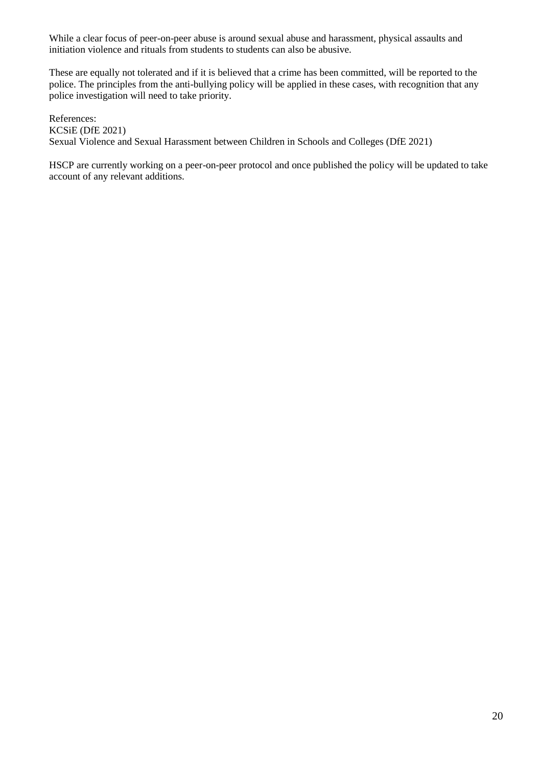While a clear focus of peer-on-peer abuse is around sexual abuse and harassment, physical assaults and initiation violence and rituals from students to students can also be abusive.

These are equally not tolerated and if it is believed that a crime has been committed, will be reported to the police. The principles from the anti-bullying policy will be applied in these cases, with recognition that any police investigation will need to take priority.

References:
KCSiE (DfE 2021)
Sexual Violence and Sexual Harassment between Children in Schools and Colleges (DfE 2021)

HSCP are currently working on a peer-on-peer protocol and once published the policy will be updated to take account of any relevant additions.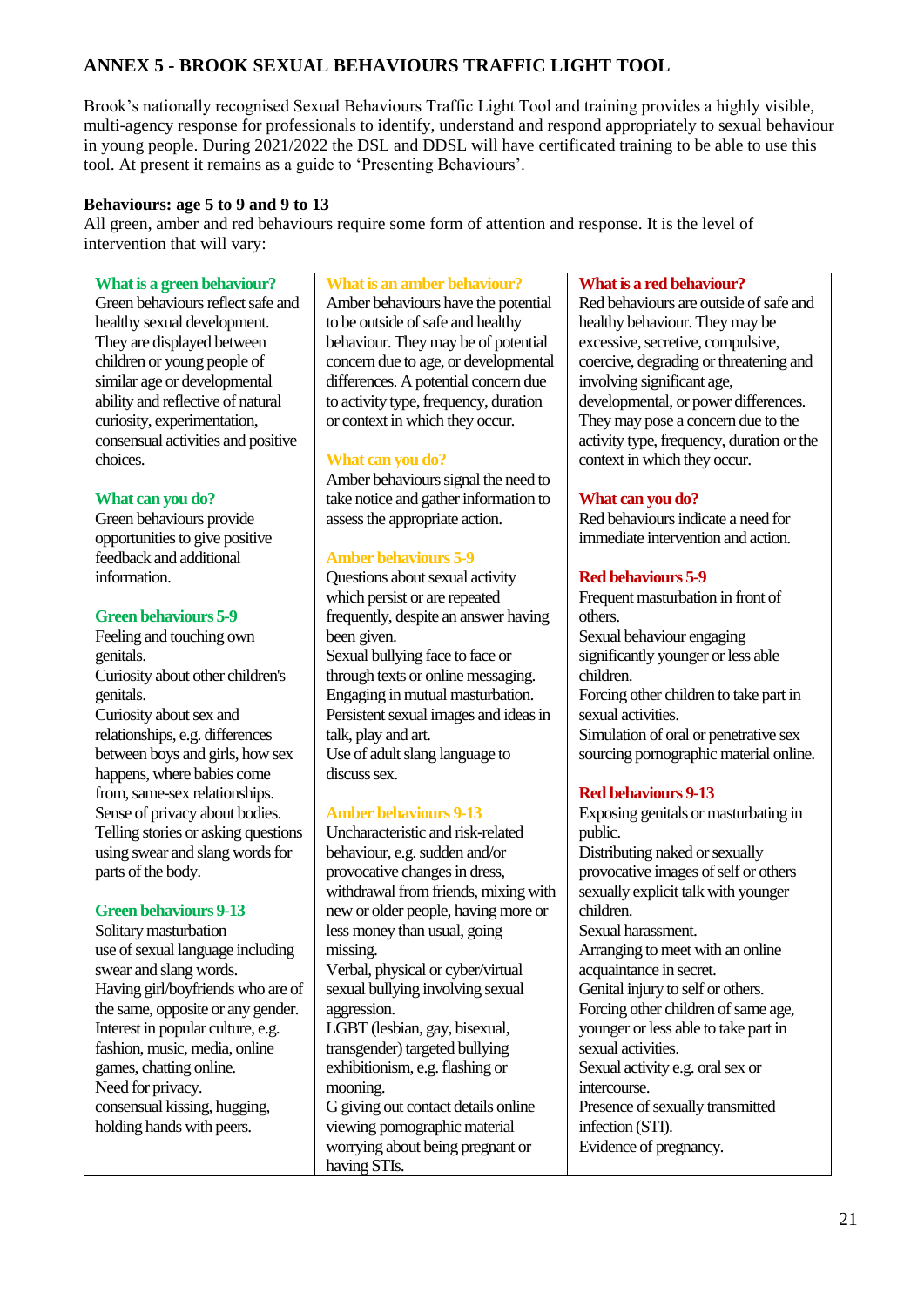## ANNEX 5 - BROOK SEXUAL BEHAVIOURS TRAFFIC LIGHT TOOL

Brook's nationally recognised Sexual Behaviours Traffic Light Tool and training provides a highly visible, multi-agency response for professionals to identify, understand and respond appropriately to sexual behaviour in young people. During 2021/2022 the DSL and DDSL will have certificated training to be able to use this tool. At present it remains as a guide to 'Presenting Behaviours'.

**Behaviours: age 5 to 9 and 9 to 13**
All green, amber and red behaviours require some form of attention and response. It is the level of intervention that will vary:

| | | |
|---|---|---|
| **What is a green behaviour?**<br>Green behaviours reflect safe and healthy sexual development. They are displayed between children or young people of similar age or developmental ability and reflective of natural curiosity, experimentation, consensual activities and positive choices.<br><br>**What can you do?**<br>Green behaviours provide opportunities to give positive feedback and additional information.<br><br>**Green behaviours 5-9**<br>Feeling and touching own genitals.<br>Curiosity about other children's genitals.<br>Curiosity about sex and relationships, e.g. differences between boys and girls, how sex happens, where babies come from, same-sex relationships.<br>Sense of privacy about bodies.<br>Telling stories or asking questions using swear and slang words for parts of the body.<br><br>**Green behaviours 9-13**<br>Solitary masturbation<br>use of sexual language including swear and slang words.<br>Having girl/boyfriends who are of the same, opposite or any gender.<br>Interest in popular culture, e.g. fashion, music, media, online games, chatting online.<br>Need for privacy.<br>consensual kissing, hugging, holding hands with peers. | **What is an amber behaviour?**<br>Amber behaviours have the potential to be outside of safe and healthy behaviour. They may be of potential concern due to age, or developmental differences. A potential concern due to activity type, frequency, duration or context in which they occur.<br><br>**What can you do?**<br>Amber behaviours signal the need to take notice and gather information to assess the appropriate action.<br><br>**Amber behaviours 5-9**<br>Questions about sexual activity which persist or are repeated frequently, despite an answer having been given.<br>Sexual bullying face to face or through texts or online messaging.<br>Engaging in mutual masturbation.<br>Persistent sexual images and ideas in talk, play and art.<br>Use of adult slang language to discuss sex.<br><br>**Amber behaviours 9-13**<br>Uncharacteristic and risk-related behaviour, e.g. sudden and/or provocative changes in dress, withdrawal from friends, mixing with new or older people, having more or less money than usual, going missing.<br>Verbal, physical or cyber/virtual sexual bullying involving sexual aggression.<br>LGBT (lesbian, gay, bisexual, transgender) targeted bullying exhibitionism, e.g. flashing or mooning.<br>G giving out contact details online viewing pornographic material worrying about being pregnant or having STIs. | **What is a red behaviour?**<br>Red behaviours are outside of safe and healthy behaviour. They may be excessive, secretive, compulsive, coercive, degrading or threatening and involving significant age, developmental, or power differences. They may pose a concern due to the activity type, frequency, duration or the context in which they occur.<br><br>**What can you do?**<br>Red behaviours indicate a need for immediate intervention and action.<br><br>**Red behaviours 5-9**<br>Frequent masturbation in front of others.<br>Sexual behaviour engaging significantly younger or less able children.<br>Forcing other children to take part in sexual activities.<br>Simulation of oral or penetrative sex sourcing pornographic material online.<br><br>**Red behaviours 9-13**<br>Exposing genitals or masturbating in public.<br>Distributing naked or sexually provocative images of self or others sexually explicit talk with younger children.<br>Sexual harassment.<br>Arranging to meet with an online acquaintance in secret.<br>Genital injury to self or others.<br>Forcing other children of same age, younger or less able to take part in sexual activities.<br>Sexual activity e.g. oral sex or intercourse.<br>Presence of sexually transmitted infection (STI).<br>Evidence of pregnancy. |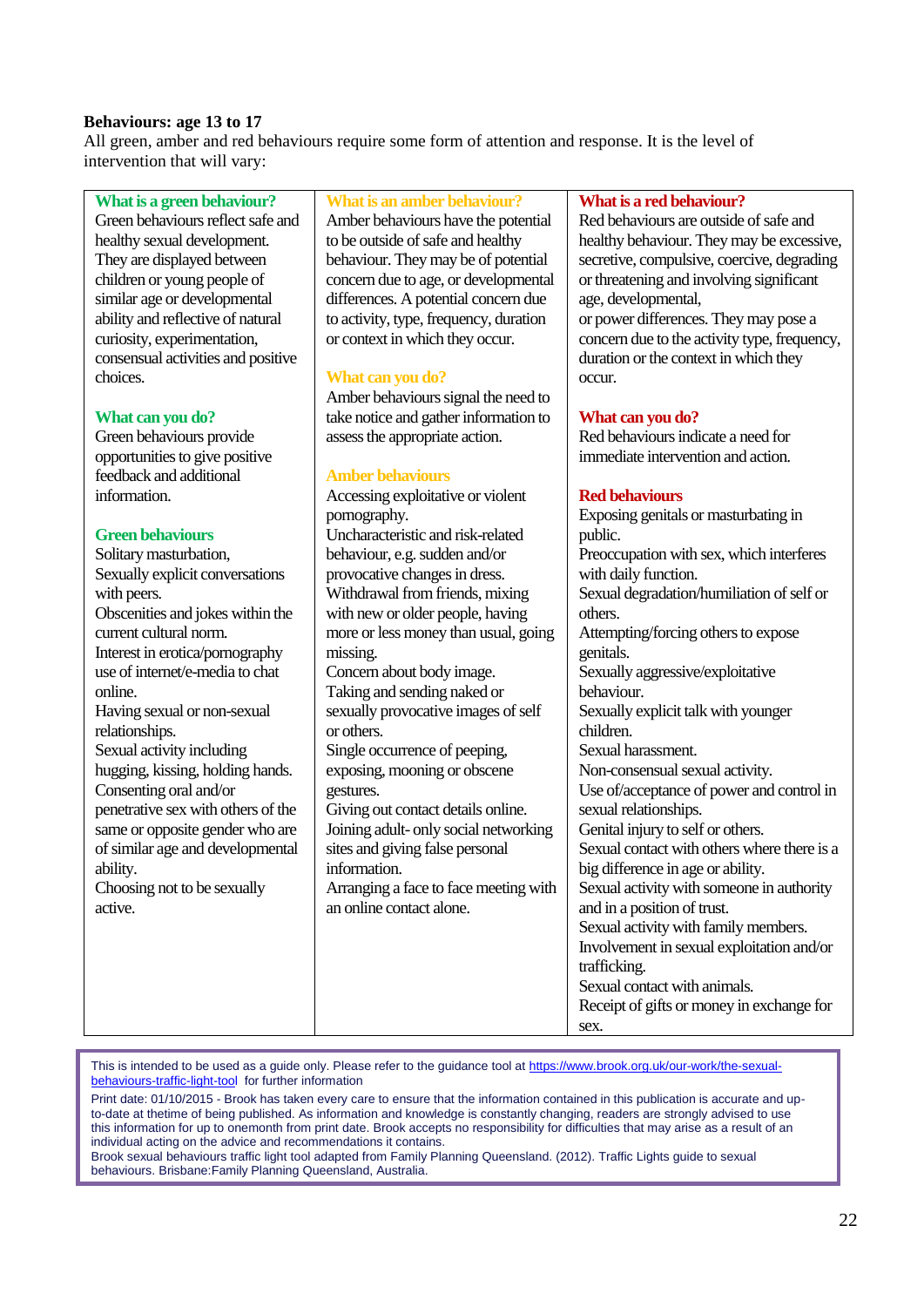**Behaviours: age 13 to 17**

All green, amber and red behaviours require some form of attention and response. It is the level of intervention that will vary:

### What is a green behaviour?

Green behaviours reflect safe and healthy sexual development. They are displayed between children or young people of similar age or developmental ability and reflective of natural curiosity, experimentation, consensual activities and positive choices.

### What can you do?

Green behaviours provide opportunities to give positive feedback and additional information.

### Green behaviours

Solitary masturbation,
Sexually explicit conversations with peers.
Obscenities and jokes within the current cultural norm.
Interest in erotica/pornography use of internet/e-media to chat online.
Having sexual or non-sexual relationships.
Sexual activity including hugging, kissing, holding hands.
Consenting oral and/or penetrative sex with others of the same or opposite gender who are of similar age and developmental ability.
Choosing not to be sexually active.

### What is an amber behaviour?

Amber behaviours have the potential to be outside of safe and healthy behaviour. They may be of potential concern due to age, or developmental differences. A potential concern due to activity, type, frequency, duration or context in which they occur.

### What can you do?

Amber behaviours signal the need to take notice and gather information to assess the appropriate action.

### Amber behaviours

Accessing exploitative or violent pornography.
Uncharacteristic and risk-related behaviour, e.g. sudden and/or provocative changes in dress.
Withdrawal from friends, mixing with new or older people, having more or less money than usual, going missing.
Concern about body image.
Taking and sending naked or sexually provocative images of self or others.
Single occurrence of peeping, exposing, mooning or obscene gestures.
Giving out contact details online.
Joining adult- only social networking sites and giving false personal information.
Arranging a face to face meeting with an online contact alone.

### What is a red behaviour?

Red behaviours are outside of safe and healthy behaviour. They may be excessive, secretive, compulsive, coercive, degrading or threatening and involving significant age, developmental, or power differences. They may pose a concern due to the activity type, frequency, duration or the context in which they occur.

### What can you do?

Red behaviours indicate a need for immediate intervention and action.

### Red behaviours

Exposing genitals or masturbating in public.
Preoccupation with sex, which interferes with daily function.
Sexual degradation/humiliation of self or others.
Attempting/forcing others to expose genitals.
Sexually aggressive/exploitative behaviour.
Sexually explicit talk with younger children.
Sexual harassment.
Non-consensual sexual activity.
Use of/acceptance of power and control in sexual relationships.
Genital injury to self or others.
Sexual contact with others where there is a big difference in age or ability.
Sexual activity with someone in authority and in a position of trust.
Sexual activity with family members.
Involvement in sexual exploitation and/or trafficking.
Sexual contact with animals.
Receipt of gifts or money in exchange for sex.

---

This is intended to be used as a guide only. Please refer to the guidance tool at https://www.brook.org.uk/our-work/the-sexual-behaviours-traffic-light-tool for further information

Print date: 01/10/2015 - Brook has taken every care to ensure that the information contained in this publication is accurate and up-to-date at thetime of being published. As information and knowledge is constantly changing, readers are strongly advised to use this information for up to onemonth from print date. Brook accepts no responsibility for difficulties that may arise as a result of an individual acting on the advice and recommendations it contains.
Brook sexual behaviours traffic light tool adapted from Family Planning Queensland. (2012). Traffic Lights guide to sexual behaviours. Brisbane:Family Planning Queensland, Australia.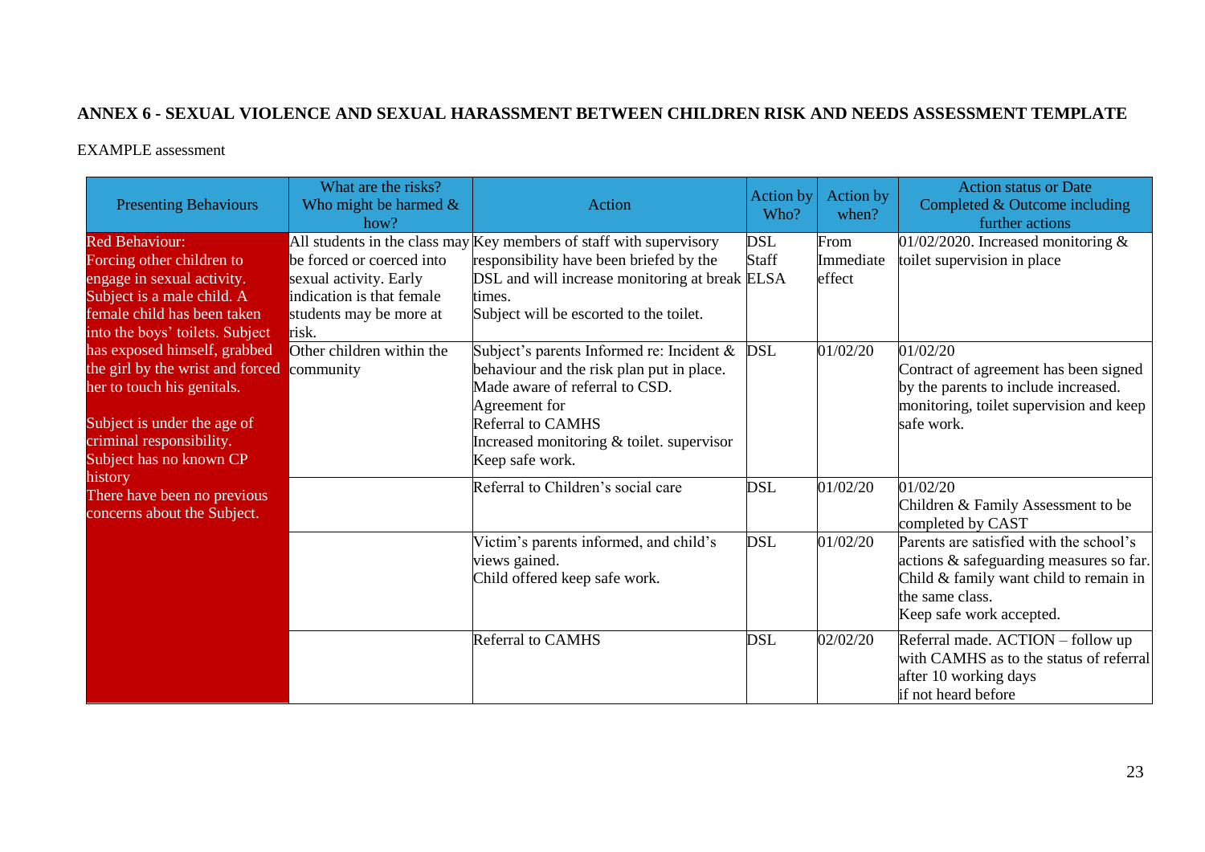**ANNEX 6 - SEXUAL VIOLENCE AND SEXUAL HARASSMENT BETWEEN CHILDREN RISK AND NEEDS ASSESSMENT TEMPLATE**

EXAMPLE assessment

| Presenting Behaviours | What are the risks? Who might be harmed & how? | Action | Action by Who? | Action by when? | Action status or Date Completed & Outcome including further actions |
|---|---|---|---|---|---|
| Red Behaviour:<br>Forcing other children to engage in sexual activity. Subject is a male child. A female child has been taken into the boys' toilets. Subject has exposed himself, grabbed the girl by the wrist and forced her to touch his genitals.<br><br>Subject is under the age of criminal responsibility.<br>Subject has no known CP history<br>There have been no previous concerns about the Subject. | All students in the class may be forced or coerced into sexual activity. Early indication is that female students may be more at risk. | Key members of staff with supervisory responsibility have been briefed by the DSL and will increase monitoring at break times.<br>Subject will be escorted to the toilet. | DSL<br>Staff<br>ELSA | From Immediate effect | 01/02/2020. Increased monitoring & toilet supervision in place |
| | Other children within the community | Subject's parents Informed re: Incident & behaviour and the risk plan put in place.<br>Made aware of referral to CSD.<br>Agreement for<br>Referral to CAMHS<br>Increased monitoring & toilet. supervisor<br>Keep safe work. | DSL | 01/02/20 | 01/02/20<br>Contract of agreement has been signed by the parents to include increased. monitoring, toilet supervision and keep safe work. |
| | | Referral to Children's social care | DSL | 01/02/20 | 01/02/20<br>Children & Family Assessment to be completed by CAST |
| | | Victim's parents informed, and child's views gained.<br>Child offered keep safe work. | DSL | 01/02/20 | Parents are satisfied with the school's actions & safeguarding measures so far. Child & family want child to remain in the same class.<br>Keep safe work accepted. |
| | | Referral to CAMHS | DSL | 02/02/20 | Referral made. ACTION – follow up with CAMHS as to the status of referral after 10 working days if not heard before |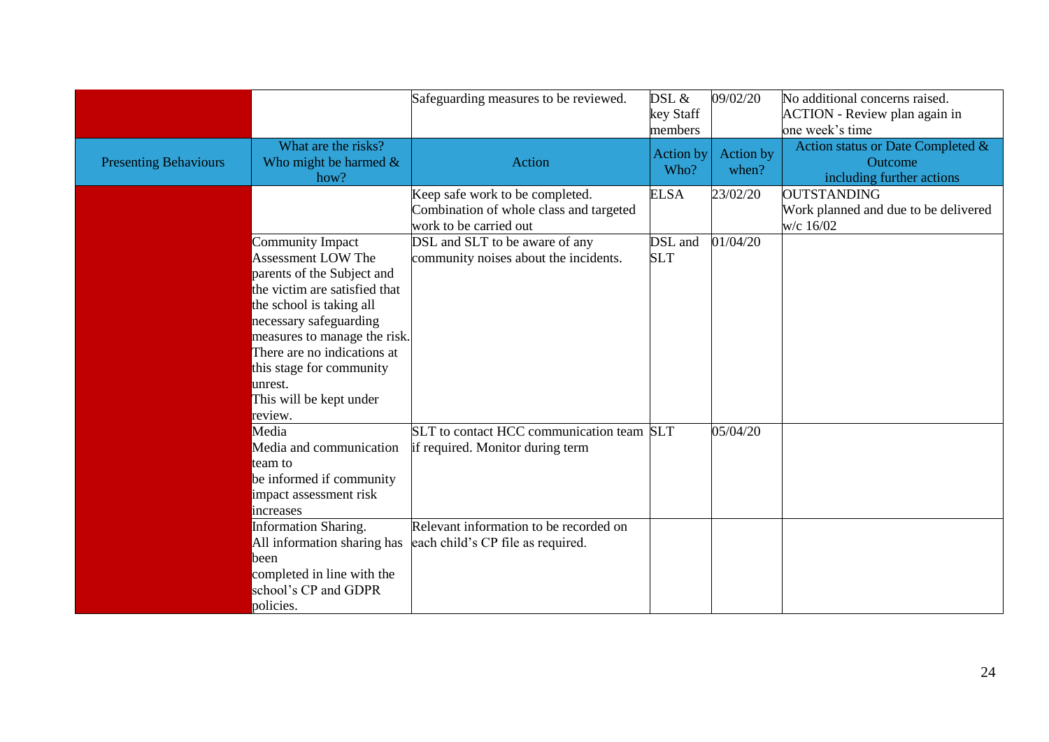| | | Safeguarding measures to be reviewed. | DSL & key Staff members | 09/02/20 | No additional concerns raised. ACTION - Review plan again in one week's time |
|---|---|---|---|---|---|
| **Presenting Behaviours** | **What are the risks? Who might be harmed & how?** | **Action** | **Action by Who?** | **Action by when?** | **Action status or Date Completed & Outcome including further actions** |
| | | Keep safe work to be completed. Combination of whole class and targeted work to be carried out | ELSA | 23/02/20 | OUTSTANDING<br>Work planned and due to be delivered w/c 16/02 |
| | Community Impact Assessment LOW The parents of the Subject and the victim are satisfied that the school is taking all necessary safeguarding measures to manage the risk. There are no indications at this stage for community unrest.<br>This will be kept under review. | DSL and SLT to be aware of any community noises about the incidents. | DSL and SLT | 01/04/20 | |
| | Media<br>Media and communication team to be informed if community impact assessment risk increases | SLT to contact HCC communication team if required. Monitor during term | SLT | 05/04/20 | |
| | Information Sharing.<br>All information sharing has been completed in line with the school's CP and GDPR policies. | Relevant information to be recorded on each child's CP file as required. | | | |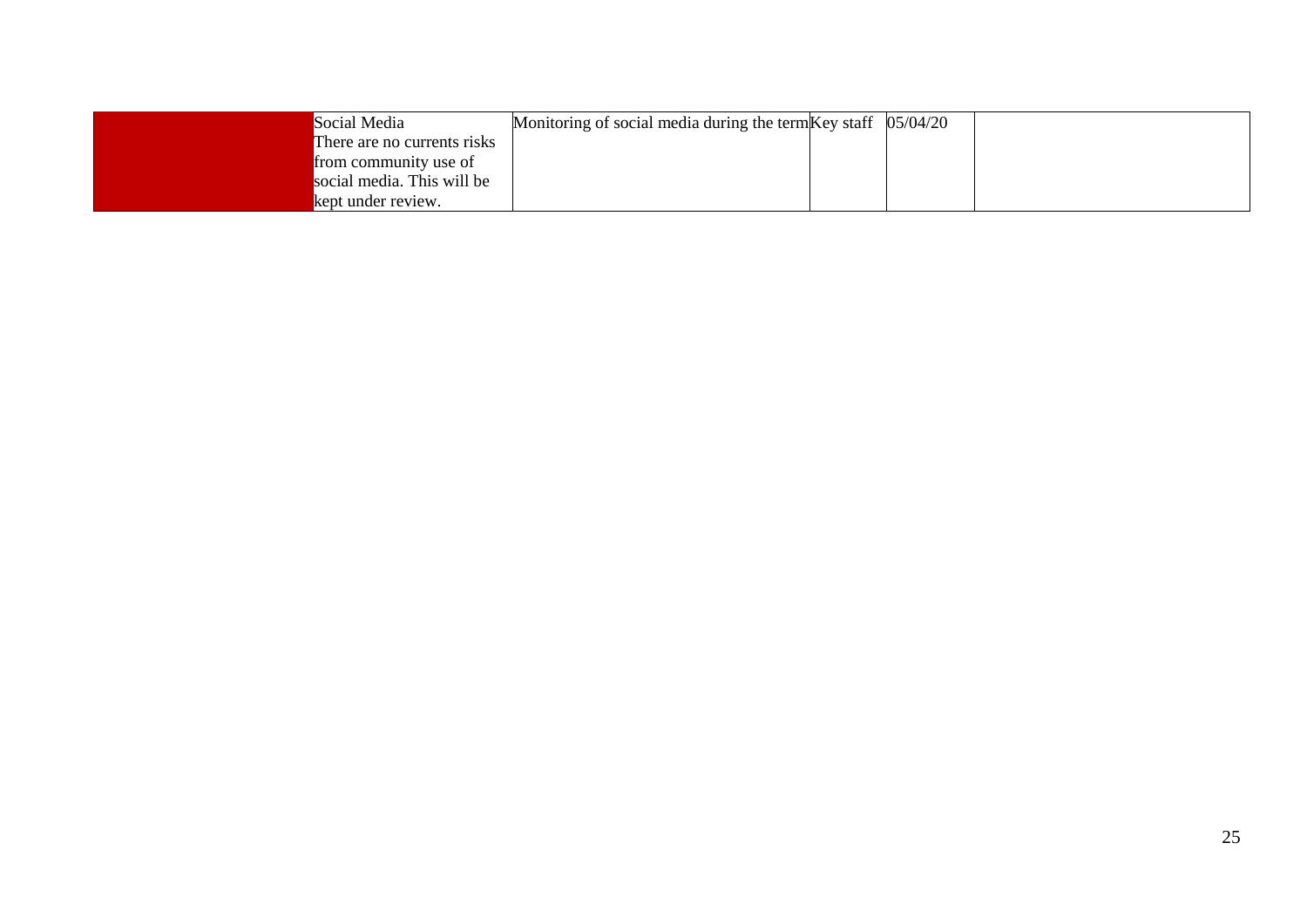|  | Social Media<br>There are no currents risks from community use of social media. This will be kept under review. | Monitoring of social media during the term | Key staff | 05/04/20 |  |
|---|---|---|---|---|---|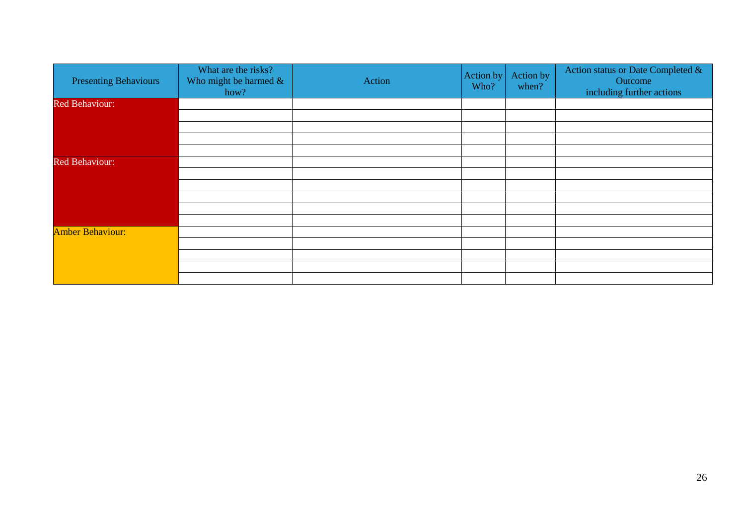| Presenting Behaviours | What are the risks? Who might be harmed & how? | Action | Action by Who? | Action by when? | Action status or Date Completed & Outcome including further actions |
|---|---|---|---|---|---|
| Red Behaviour: | | | | | |
| | | | | | |
| | | | | | |
| | | | | | |
| | | | | | |
| Red Behaviour: | | | | | |
| | | | | | |
| | | | | | |
| | | | | | |
| | | | | | |
| | | | | | |
| Amber Behaviour: | | | | | |
| | | | | | |
| | | | | | |
| | | | | | |
| | | | | | |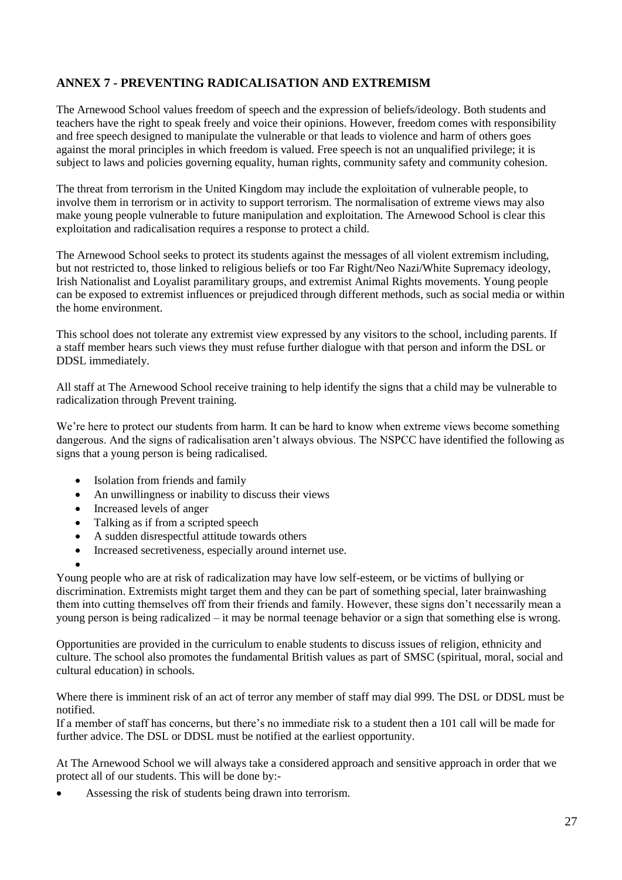## ANNEX 7 - PREVENTING RADICALISATION AND EXTREMISM

The Arnewood School values freedom of speech and the expression of beliefs/ideology. Both students and teachers have the right to speak freely and voice their opinions. However, freedom comes with responsibility and free speech designed to manipulate the vulnerable or that leads to violence and harm of others goes against the moral principles in which freedom is valued. Free speech is not an unqualified privilege; it is subject to laws and policies governing equality, human rights, community safety and community cohesion.

The threat from terrorism in the United Kingdom may include the exploitation of vulnerable people, to involve them in terrorism or in activity to support terrorism. The normalisation of extreme views may also make young people vulnerable to future manipulation and exploitation. The Arnewood School is clear this exploitation and radicalisation requires a response to protect a child.

The Arnewood School seeks to protect its students against the messages of all violent extremism including, but not restricted to, those linked to religious beliefs or too Far Right/Neo Nazi/White Supremacy ideology, Irish Nationalist and Loyalist paramilitary groups, and extremist Animal Rights movements. Young people can be exposed to extremist influences or prejudiced through different methods, such as social media or within the home environment.

This school does not tolerate any extremist view expressed by any visitors to the school, including parents. If a staff member hears such views they must refuse further dialogue with that person and inform the DSL or DDSL immediately.

All staff at The Arnewood School receive training to help identify the signs that a child may be vulnerable to radicalization through Prevent training.

We're here to protect our students from harm. It can be hard to know when extreme views become something dangerous. And the signs of radicalisation aren't always obvious. The NSPCC have identified the following as signs that a young person is being radicalised.

- Isolation from friends and family
- An unwillingness or inability to discuss their views
- Increased levels of anger
- Talking as if from a scripted speech
- A sudden disrespectful attitude towards others
- Increased secretiveness, especially around internet use.

Young people who are at risk of radicalization may have low self-esteem, or be victims of bullying or discrimination. Extremists might target them and they can be part of something special, later brainwashing them into cutting themselves off from their friends and family. However, these signs don't necessarily mean a young person is being radicalized – it may be normal teenage behavior or a sign that something else is wrong.

Opportunities are provided in the curriculum to enable students to discuss issues of religion, ethnicity and culture. The school also promotes the fundamental British values as part of SMSC (spiritual, moral, social and cultural education) in schools.

Where there is imminent risk of an act of terror any member of staff may dial 999. The DSL or DDSL must be notified.
If a member of staff has concerns, but there's no immediate risk to a student then a 101 call will be made for further advice. The DSL or DDSL must be notified at the earliest opportunity.

At The Arnewood School we will always take a considered approach and sensitive approach in order that we protect all of our students. This will be done by:-

- Assessing the risk of students being drawn into terrorism.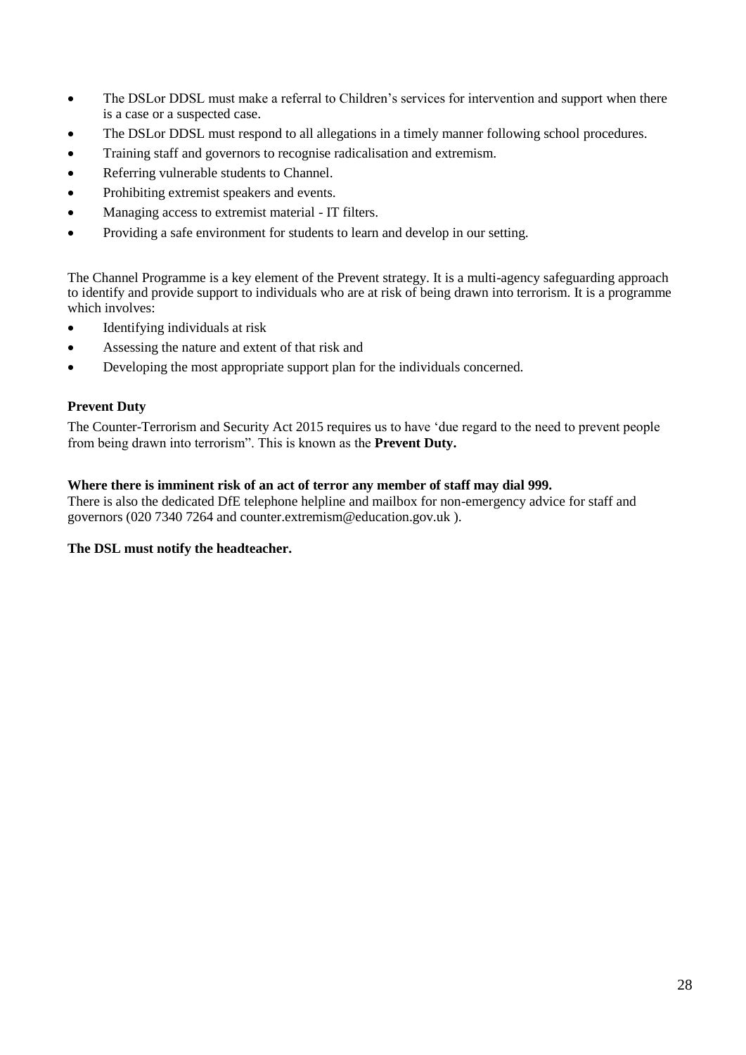- The DSLor DDSL must make a referral to Children's services for intervention and support when there is a case or a suspected case.
- The DSLor DDSL must respond to all allegations in a timely manner following school procedures.
- Training staff and governors to recognise radicalisation and extremism.
- Referring vulnerable students to Channel.
- Prohibiting extremist speakers and events.
- Managing access to extremist material - IT filters.
- Providing a safe environment for students to learn and develop in our setting.

The Channel Programme is a key element of the Prevent strategy. It is a multi-agency safeguarding approach to identify and provide support to individuals who are at risk of being drawn into terrorism. It is a programme which involves:

- Identifying individuals at risk
- Assessing the nature and extent of that risk and
- Developing the most appropriate support plan for the individuals concerned.

**Prevent Duty**

The Counter-Terrorism and Security Act 2015 requires us to have 'due regard to the need to prevent people from being drawn into terrorism". This is known as the **Prevent Duty.**

**Where there is imminent risk of an act of terror any member of staff may dial 999.**
There is also the dedicated DfE telephone helpline and mailbox for non-emergency advice for staff and governors (020 7340 7264 and counter.extremism@education.gov.uk ).

**The DSL must notify the headteacher.**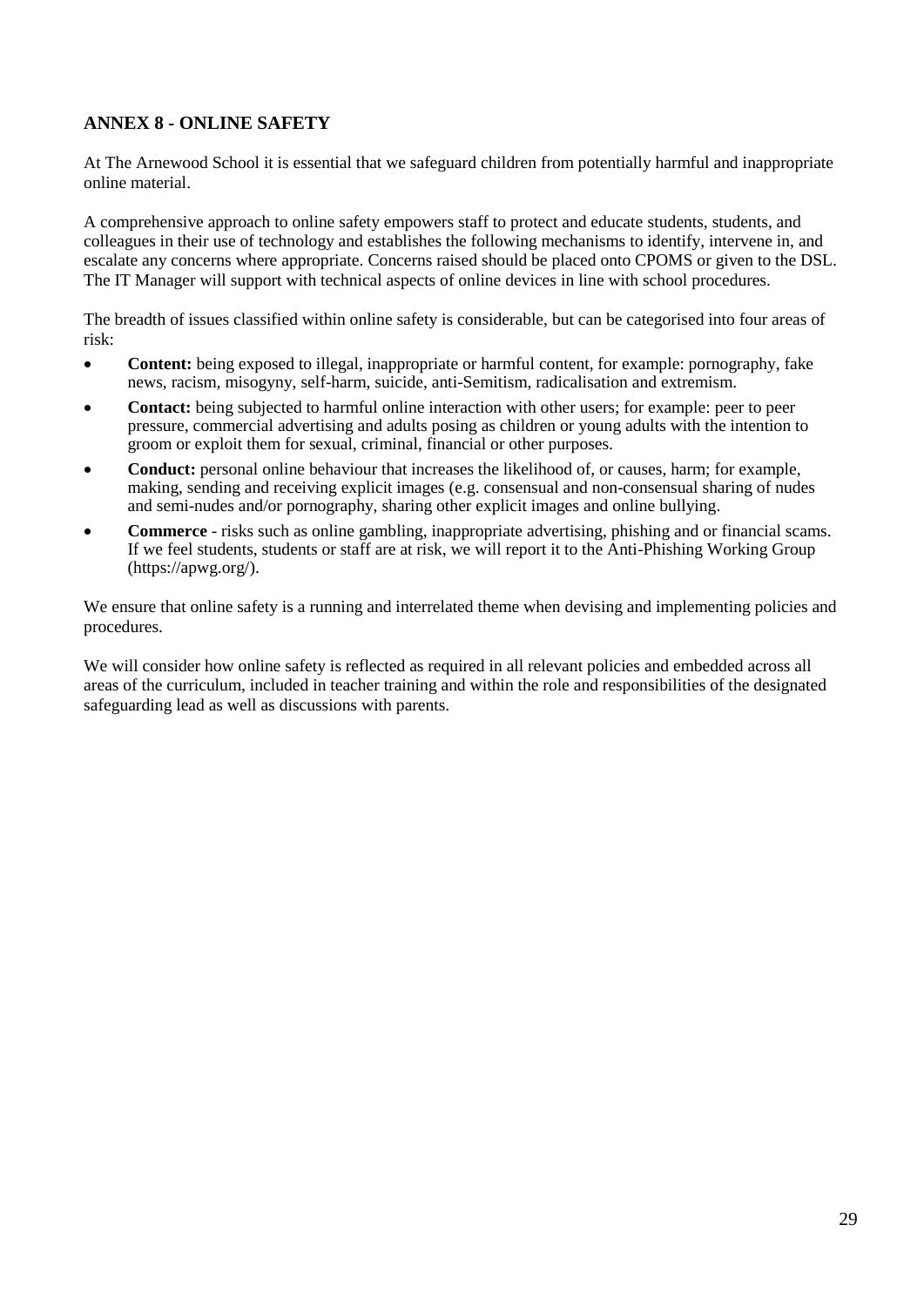## ANNEX 8 - ONLINE SAFETY

At The Arnewood School it is essential that we safeguard children from potentially harmful and inappropriate online material.

A comprehensive approach to online safety empowers staff to protect and educate students, students, and colleagues in their use of technology and establishes the following mechanisms to identify, intervene in, and escalate any concerns where appropriate. Concerns raised should be placed onto CPOMS or given to the DSL. The IT Manager will support with technical aspects of online devices in line with school procedures.

The breadth of issues classified within online safety is considerable, but can be categorised into four areas of risk:

- **Content:** being exposed to illegal, inappropriate or harmful content, for example: pornography, fake news, racism, misogyny, self-harm, suicide, anti-Semitism, radicalisation and extremism.
- **Contact:** being subjected to harmful online interaction with other users; for example: peer to peer pressure, commercial advertising and adults posing as children or young adults with the intention to groom or exploit them for sexual, criminal, financial or other purposes.
- **Conduct:** personal online behaviour that increases the likelihood of, or causes, harm; for example, making, sending and receiving explicit images (e.g. consensual and non-consensual sharing of nudes and semi-nudes and/or pornography, sharing other explicit images and online bullying.
- **Commerce** - risks such as online gambling, inappropriate advertising, phishing and or financial scams. If we feel students, students or staff are at risk, we will report it to the Anti-Phishing Working Group (https://apwg.org/).

We ensure that online safety is a running and interrelated theme when devising and implementing policies and procedures.

We will consider how online safety is reflected as required in all relevant policies and embedded across all areas of the curriculum, included in teacher training and within the role and responsibilities of the designated safeguarding lead as well as discussions with parents.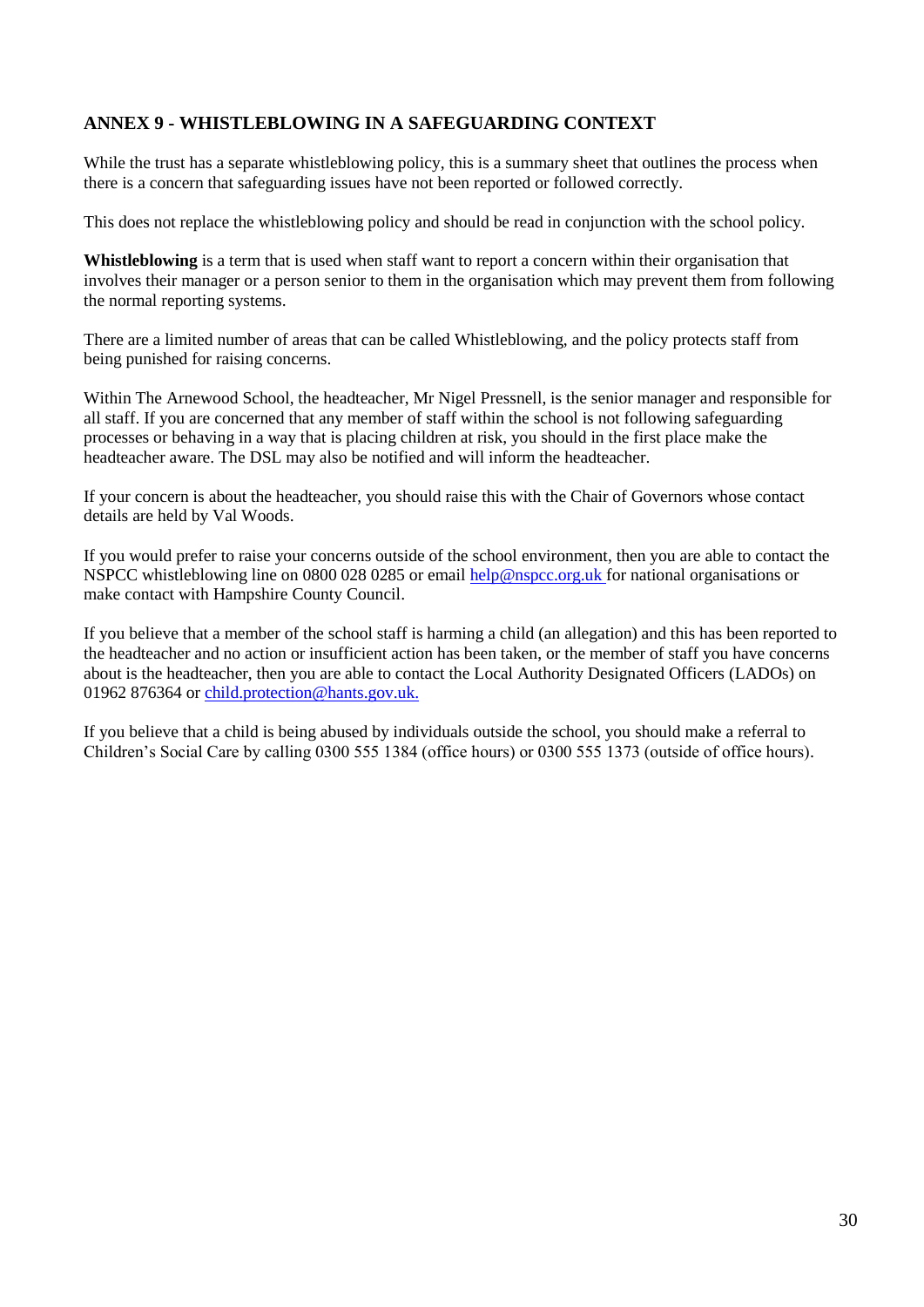## ANNEX 9 - WHISTLEBLOWING IN A SAFEGUARDING CONTEXT

While the trust has a separate whistleblowing policy, this is a summary sheet that outlines the process when there is a concern that safeguarding issues have not been reported or followed correctly.

This does not replace the whistleblowing policy and should be read in conjunction with the school policy.

**Whistleblowing** is a term that is used when staff want to report a concern within their organisation that involves their manager or a person senior to them in the organisation which may prevent them from following the normal reporting systems.

There are a limited number of areas that can be called Whistleblowing, and the policy protects staff from being punished for raising concerns.

Within The Arnewood School, the headteacher, Mr Nigel Pressnell, is the senior manager and responsible for all staff. If you are concerned that any member of staff within the school is not following safeguarding processes or behaving in a way that is placing children at risk, you should in the first place make the headteacher aware. The DSL may also be notified and will inform the headteacher.

If your concern is about the headteacher, you should raise this with the Chair of Governors whose contact details are held by Val Woods.

If you would prefer to raise your concerns outside of the school environment, then you are able to contact the NSPCC whistleblowing line on 0800 028 0285 or email help@nspcc.org.uk for national organisations or make contact with Hampshire County Council.

If you believe that a member of the school staff is harming a child (an allegation) and this has been reported to the headteacher and no action or insufficient action has been taken, or the member of staff you have concerns about is the headteacher, then you are able to contact the Local Authority Designated Officers (LADOs) on 01962 876364 or child.protection@hants.gov.uk.

If you believe that a child is being abused by individuals outside the school, you should make a referral to Children's Social Care by calling 0300 555 1384 (office hours) or 0300 555 1373 (outside of office hours).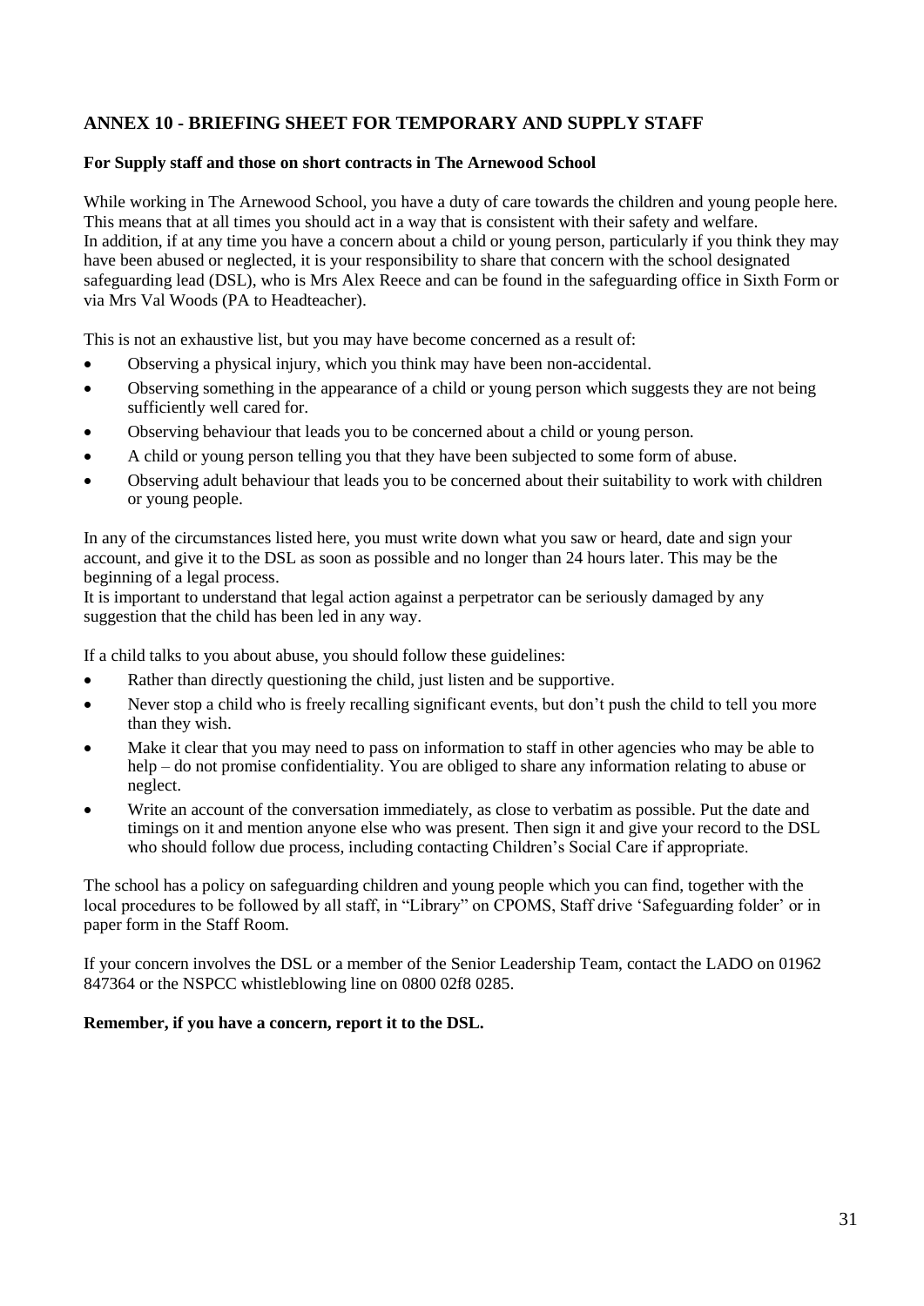## ANNEX 10 - BRIEFING SHEET FOR TEMPORARY AND SUPPLY STAFF

**For Supply staff and those on short contracts in The Arnewood School**

While working in The Arnewood School, you have a duty of care towards the children and young people here. This means that at all times you should act in a way that is consistent with their safety and welfare. In addition, if at any time you have a concern about a child or young person, particularly if you think they may have been abused or neglected, it is your responsibility to share that concern with the school designated safeguarding lead (DSL), who is Mrs Alex Reece and can be found in the safeguarding office in Sixth Form or via Mrs Val Woods (PA to Headteacher).

This is not an exhaustive list, but you may have become concerned as a result of:

- Observing a physical injury, which you think may have been non-accidental.
- Observing something in the appearance of a child or young person which suggests they are not being sufficiently well cared for.
- Observing behaviour that leads you to be concerned about a child or young person.
- A child or young person telling you that they have been subjected to some form of abuse.
- Observing adult behaviour that leads you to be concerned about their suitability to work with children or young people.

In any of the circumstances listed here, you must write down what you saw or heard, date and sign your account, and give it to the DSL as soon as possible and no longer than 24 hours later. This may be the beginning of a legal process.
It is important to understand that legal action against a perpetrator can be seriously damaged by any suggestion that the child has been led in any way.

If a child talks to you about abuse, you should follow these guidelines:

- Rather than directly questioning the child, just listen and be supportive.
- Never stop a child who is freely recalling significant events, but don't push the child to tell you more than they wish.
- Make it clear that you may need to pass on information to staff in other agencies who may be able to help – do not promise confidentiality. You are obliged to share any information relating to abuse or neglect.
- Write an account of the conversation immediately, as close to verbatim as possible. Put the date and timings on it and mention anyone else who was present. Then sign it and give your record to the DSL who should follow due process, including contacting Children's Social Care if appropriate.

The school has a policy on safeguarding children and young people which you can find, together with the local procedures to be followed by all staff, in "Library" on CPOMS, Staff drive 'Safeguarding folder' or in paper form in the Staff Room.

If your concern involves the DSL or a member of the Senior Leadership Team, contact the LADO on 01962 847364 or the NSPCC whistleblowing line on 0800 02f8 0285.

**Remember, if you have a concern, report it to the DSL.**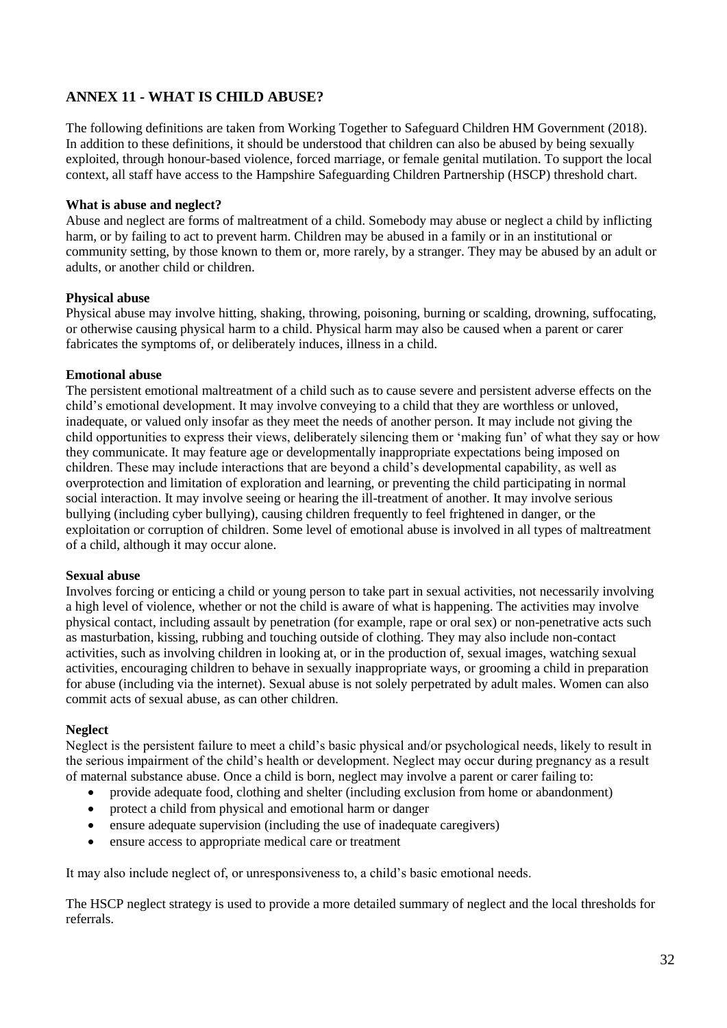## ANNEX 11 - WHAT IS CHILD ABUSE?

The following definitions are taken from Working Together to Safeguard Children HM Government (2018). In addition to these definitions, it should be understood that children can also be abused by being sexually exploited, through honour-based violence, forced marriage, or female genital mutilation. To support the local context, all staff have access to the Hampshire Safeguarding Children Partnership (HSCP) threshold chart.

### What is abuse and neglect?

Abuse and neglect are forms of maltreatment of a child. Somebody may abuse or neglect a child by inflicting harm, or by failing to act to prevent harm. Children may be abused in a family or in an institutional or community setting, by those known to them or, more rarely, by a stranger. They may be abused by an adult or adults, or another child or children.

### Physical abuse

Physical abuse may involve hitting, shaking, throwing, poisoning, burning or scalding, drowning, suffocating, or otherwise causing physical harm to a child. Physical harm may also be caused when a parent or carer fabricates the symptoms of, or deliberately induces, illness in a child.

### Emotional abuse

The persistent emotional maltreatment of a child such as to cause severe and persistent adverse effects on the child's emotional development. It may involve conveying to a child that they are worthless or unloved, inadequate, or valued only insofar as they meet the needs of another person. It may include not giving the child opportunities to express their views, deliberately silencing them or 'making fun' of what they say or how they communicate. It may feature age or developmentally inappropriate expectations being imposed on children. These may include interactions that are beyond a child's developmental capability, as well as overprotection and limitation of exploration and learning, or preventing the child participating in normal social interaction. It may involve seeing or hearing the ill-treatment of another. It may involve serious bullying (including cyber bullying), causing children frequently to feel frightened in danger, or the exploitation or corruption of children. Some level of emotional abuse is involved in all types of maltreatment of a child, although it may occur alone.

### Sexual abuse

Involves forcing or enticing a child or young person to take part in sexual activities, not necessarily involving a high level of violence, whether or not the child is aware of what is happening. The activities may involve physical contact, including assault by penetration (for example, rape or oral sex) or non-penetrative acts such as masturbation, kissing, rubbing and touching outside of clothing. They may also include non-contact activities, such as involving children in looking at, or in the production of, sexual images, watching sexual activities, encouraging children to behave in sexually inappropriate ways, or grooming a child in preparation for abuse (including via the internet). Sexual abuse is not solely perpetrated by adult males. Women can also commit acts of sexual abuse, as can other children.

### Neglect

Neglect is the persistent failure to meet a child's basic physical and/or psychological needs, likely to result in the serious impairment of the child's health or development. Neglect may occur during pregnancy as a result of maternal substance abuse. Once a child is born, neglect may involve a parent or carer failing to:

- provide adequate food, clothing and shelter (including exclusion from home or abandonment)
- protect a child from physical and emotional harm or danger
- ensure adequate supervision (including the use of inadequate caregivers)
- ensure access to appropriate medical care or treatment

It may also include neglect of, or unresponsiveness to, a child's basic emotional needs.

The HSCP neglect strategy is used to provide a more detailed summary of neglect and the local thresholds for referrals.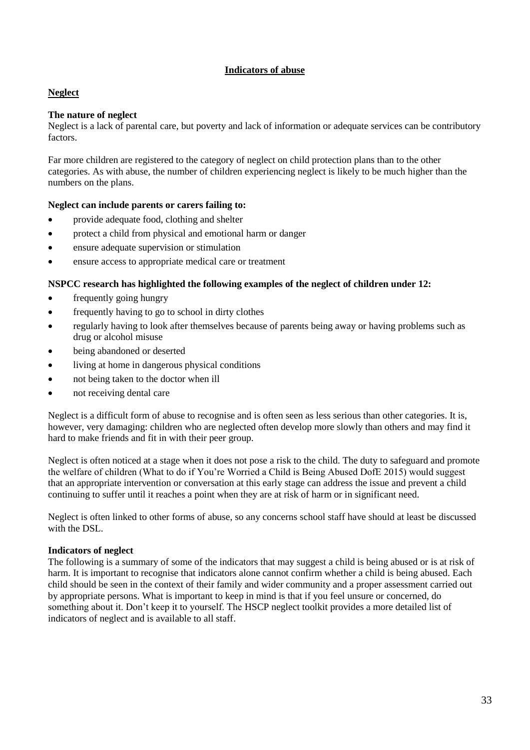# Indicators of abuse

## Neglect

### The nature of neglect

Neglect is a lack of parental care, but poverty and lack of information or adequate services can be contributory factors.

Far more children are registered to the category of neglect on child protection plans than to the other categories. As with abuse, the number of children experiencing neglect is likely to be much higher than the numbers on the plans.

**Neglect can include parents or carers failing to:**

- provide adequate food, clothing and shelter
- protect a child from physical and emotional harm or danger
- ensure adequate supervision or stimulation
- ensure access to appropriate medical care or treatment

**NSPCC research has highlighted the following examples of the neglect of children under 12:**

- frequently going hungry
- frequently having to go to school in dirty clothes
- regularly having to look after themselves because of parents being away or having problems such as drug or alcohol misuse
- being abandoned or deserted
- living at home in dangerous physical conditions
- not being taken to the doctor when ill
- not receiving dental care

Neglect is a difficult form of abuse to recognise and is often seen as less serious than other categories. It is, however, very damaging: children who are neglected often develop more slowly than others and may find it hard to make friends and fit in with their peer group.

Neglect is often noticed at a stage when it does not pose a risk to the child. The duty to safeguard and promote the welfare of children (What to do if You're Worried a Child is Being Abused DofE 2015) would suggest that an appropriate intervention or conversation at this early stage can address the issue and prevent a child continuing to suffer until it reaches a point when they are at risk of harm or in significant need.

Neglect is often linked to other forms of abuse, so any concerns school staff have should at least be discussed with the DSL.

### Indicators of neglect

The following is a summary of some of the indicators that may suggest a child is being abused or is at risk of harm. It is important to recognise that indicators alone cannot confirm whether a child is being abused. Each child should be seen in the context of their family and wider community and a proper assessment carried out by appropriate persons. What is important to keep in mind is that if you feel unsure or concerned, do something about it. Don't keep it to yourself. The HSCP neglect toolkit provides a more detailed list of indicators of neglect and is available to all staff.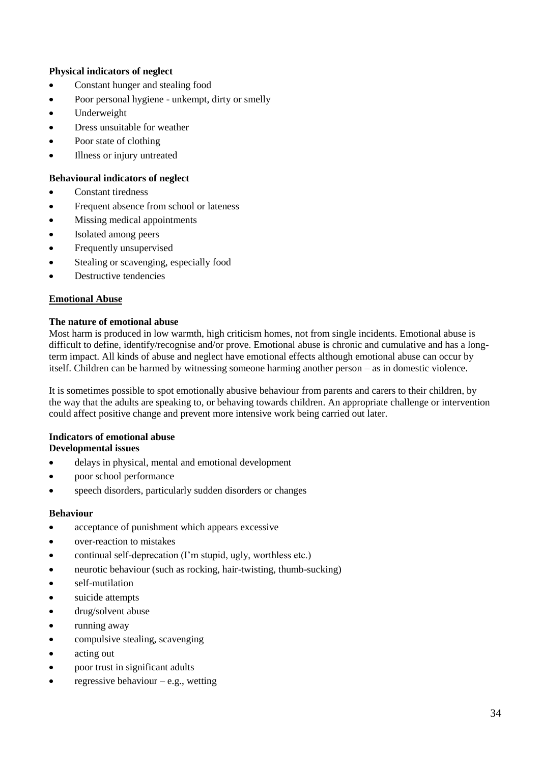**Physical indicators of neglect**

- Constant hunger and stealing food
- Poor personal hygiene - unkempt, dirty or smelly
- Underweight
- Dress unsuitable for weather
- Poor state of clothing
- Illness or injury untreated

**Behavioural indicators of neglect**

- Constant tiredness
- Frequent absence from school or lateness
- Missing medical appointments
- Isolated among peers
- Frequently unsupervised
- Stealing or scavenging, especially food
- Destructive tendencies

## Emotional Abuse

**The nature of emotional abuse**

Most harm is produced in low warmth, high criticism homes, not from single incidents. Emotional abuse is difficult to define, identify/recognise and/or prove. Emotional abuse is chronic and cumulative and has a long-term impact. All kinds of abuse and neglect have emotional effects although emotional abuse can occur by itself. Children can be harmed by witnessing someone harming another person – as in domestic violence.

It is sometimes possible to spot emotionally abusive behaviour from parents and carers to their children, by the way that the adults are speaking to, or behaving towards children. An appropriate challenge or intervention could affect positive change and prevent more intensive work being carried out later.

**Indicators of emotional abuse**

**Developmental issues**

- delays in physical, mental and emotional development
- poor school performance
- speech disorders, particularly sudden disorders or changes

**Behaviour**

- acceptance of punishment which appears excessive
- over-reaction to mistakes
- continual self-deprecation (I'm stupid, ugly, worthless etc.)
- neurotic behaviour (such as rocking, hair-twisting, thumb-sucking)
- self-mutilation
- suicide attempts
- drug/solvent abuse
- running away
- compulsive stealing, scavenging
- acting out
- poor trust in significant adults
- regressive behaviour – e.g., wetting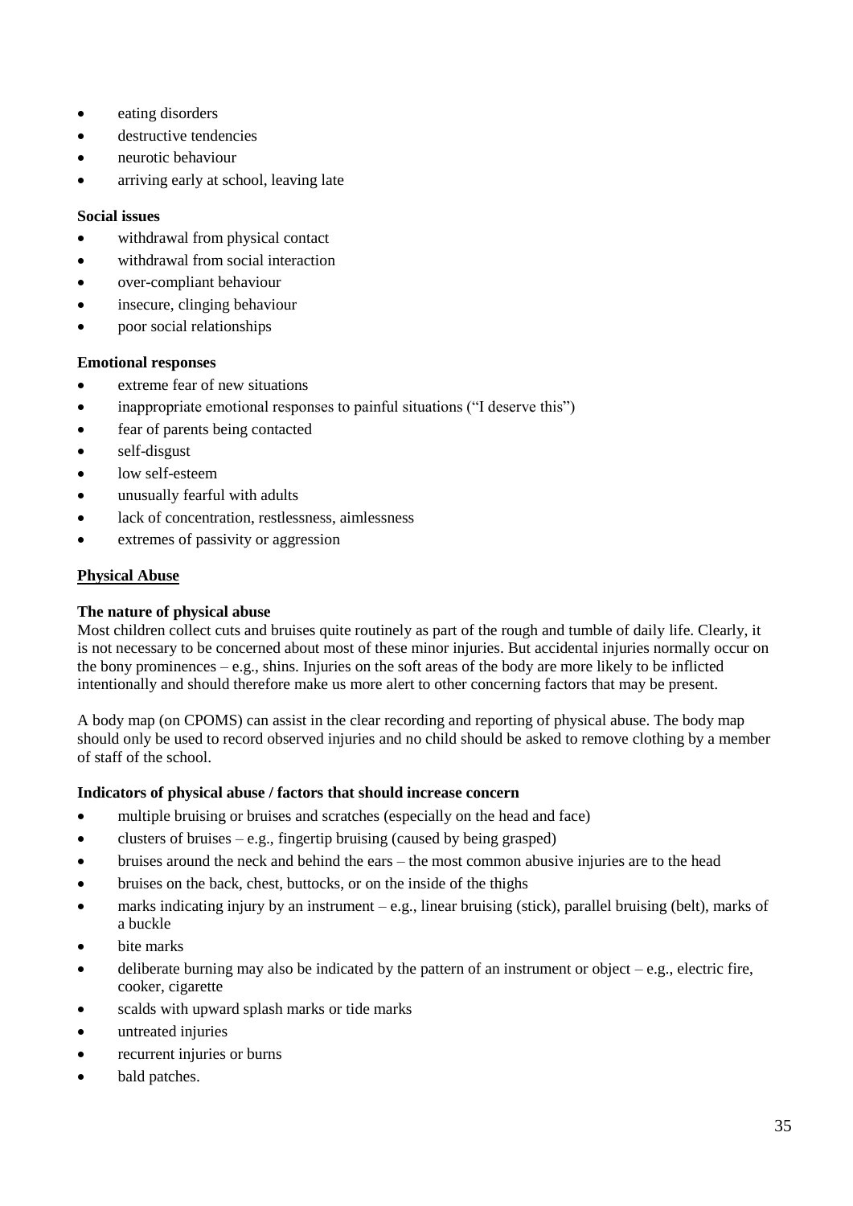- eating disorders
- destructive tendencies
- neurotic behaviour
- arriving early at school, leaving late

**Social issues**

- withdrawal from physical contact
- withdrawal from social interaction
- over-compliant behaviour
- insecure, clinging behaviour
- poor social relationships

**Emotional responses**

- extreme fear of new situations
- inappropriate emotional responses to painful situations ("I deserve this")
- fear of parents being contacted
- self-disgust
- low self-esteem
- unusually fearful with adults
- lack of concentration, restlessness, aimlessness
- extremes of passivity or aggression

## Physical Abuse

**The nature of physical abuse**

Most children collect cuts and bruises quite routinely as part of the rough and tumble of daily life. Clearly, it is not necessary to be concerned about most of these minor injuries. But accidental injuries normally occur on the bony prominences – e.g., shins. Injuries on the soft areas of the body are more likely to be inflicted intentionally and should therefore make us more alert to other concerning factors that may be present.

A body map (on CPOMS) can assist in the clear recording and reporting of physical abuse. The body map should only be used to record observed injuries and no child should be asked to remove clothing by a member of staff of the school.

**Indicators of physical abuse / factors that should increase concern**

- multiple bruising or bruises and scratches (especially on the head and face)
- clusters of bruises – e.g., fingertip bruising (caused by being grasped)
- bruises around the neck and behind the ears – the most common abusive injuries are to the head
- bruises on the back, chest, buttocks, or on the inside of the thighs
- marks indicating injury by an instrument – e.g., linear bruising (stick), parallel bruising (belt), marks of a buckle
- bite marks
- deliberate burning may also be indicated by the pattern of an instrument or object – e.g., electric fire, cooker, cigarette
- scalds with upward splash marks or tide marks
- untreated injuries
- recurrent injuries or burns
- bald patches.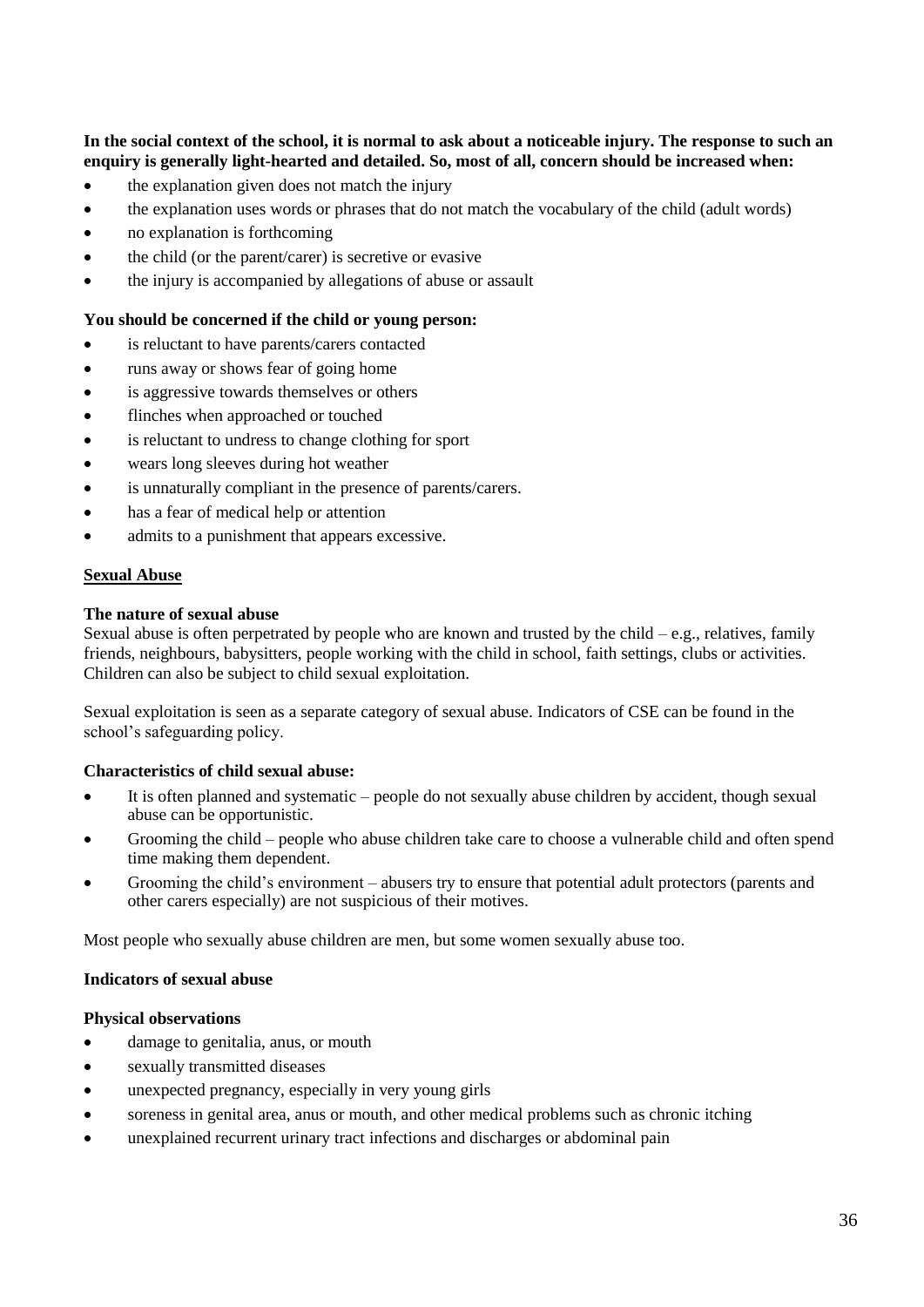**In the social context of the school, it is normal to ask about a noticeable injury. The response to such an enquiry is generally light-hearted and detailed. So, most of all, concern should be increased when:**

- the explanation given does not match the injury
- the explanation uses words or phrases that do not match the vocabulary of the child (adult words)
- no explanation is forthcoming
- the child (or the parent/carer) is secretive or evasive
- the injury is accompanied by allegations of abuse or assault

**You should be concerned if the child or young person:**

- is reluctant to have parents/carers contacted
- runs away or shows fear of going home
- is aggressive towards themselves or others
- flinches when approached or touched
- is reluctant to undress to change clothing for sport
- wears long sleeves during hot weather
- is unnaturally compliant in the presence of parents/carers.
- has a fear of medical help or attention
- admits to a punishment that appears excessive.

## Sexual Abuse

**The nature of sexual abuse**

Sexual abuse is often perpetrated by people who are known and trusted by the child – e.g., relatives, family friends, neighbours, babysitters, people working with the child in school, faith settings, clubs or activities. Children can also be subject to child sexual exploitation.

Sexual exploitation is seen as a separate category of sexual abuse. Indicators of CSE can be found in the school's safeguarding policy.

**Characteristics of child sexual abuse:**

- It is often planned and systematic – people do not sexually abuse children by accident, though sexual abuse can be opportunistic.
- Grooming the child – people who abuse children take care to choose a vulnerable child and often spend time making them dependent.
- Grooming the child's environment – abusers try to ensure that potential adult protectors (parents and other carers especially) are not suspicious of their motives.

Most people who sexually abuse children are men, but some women sexually abuse too.

**Indicators of sexual abuse**

**Physical observations**

- damage to genitalia, anus, or mouth
- sexually transmitted diseases
- unexpected pregnancy, especially in very young girls
- soreness in genital area, anus or mouth, and other medical problems such as chronic itching
- unexplained recurrent urinary tract infections and discharges or abdominal pain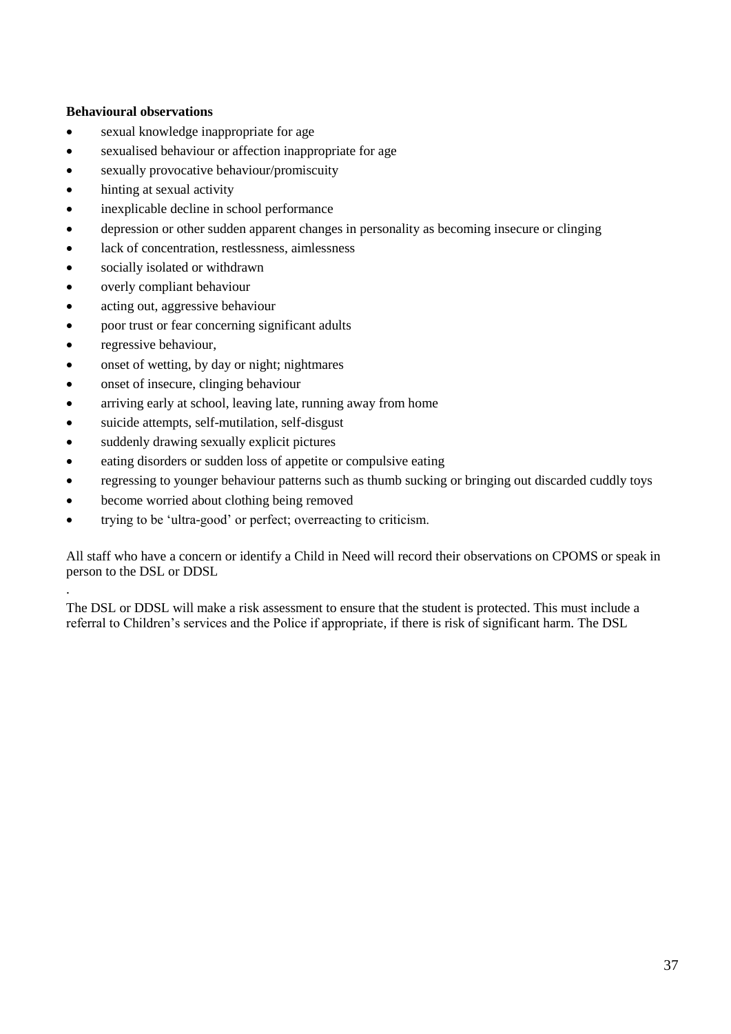**Behavioural observations**

- sexual knowledge inappropriate for age
- sexualised behaviour or affection inappropriate for age
- sexually provocative behaviour/promiscuity
- hinting at sexual activity
- inexplicable decline in school performance
- depression or other sudden apparent changes in personality as becoming insecure or clinging
- lack of concentration, restlessness, aimlessness
- socially isolated or withdrawn
- overly compliant behaviour
- acting out, aggressive behaviour
- poor trust or fear concerning significant adults
- regressive behaviour,
- onset of wetting, by day or night; nightmares
- onset of insecure, clinging behaviour
- arriving early at school, leaving late, running away from home
- suicide attempts, self-mutilation, self-disgust
- suddenly drawing sexually explicit pictures
- eating disorders or sudden loss of appetite or compulsive eating
- regressing to younger behaviour patterns such as thumb sucking or bringing out discarded cuddly toys
- become worried about clothing being removed
- trying to be 'ultra-good' or perfect; overreacting to criticism.

All staff who have a concern or identify a Child in Need will record their observations on CPOMS or speak in person to the DSL or DDSL

.

The DSL or DDSL will make a risk assessment to ensure that the student is protected. This must include a referral to Children's services and the Police if appropriate, if there is risk of significant harm. The DSL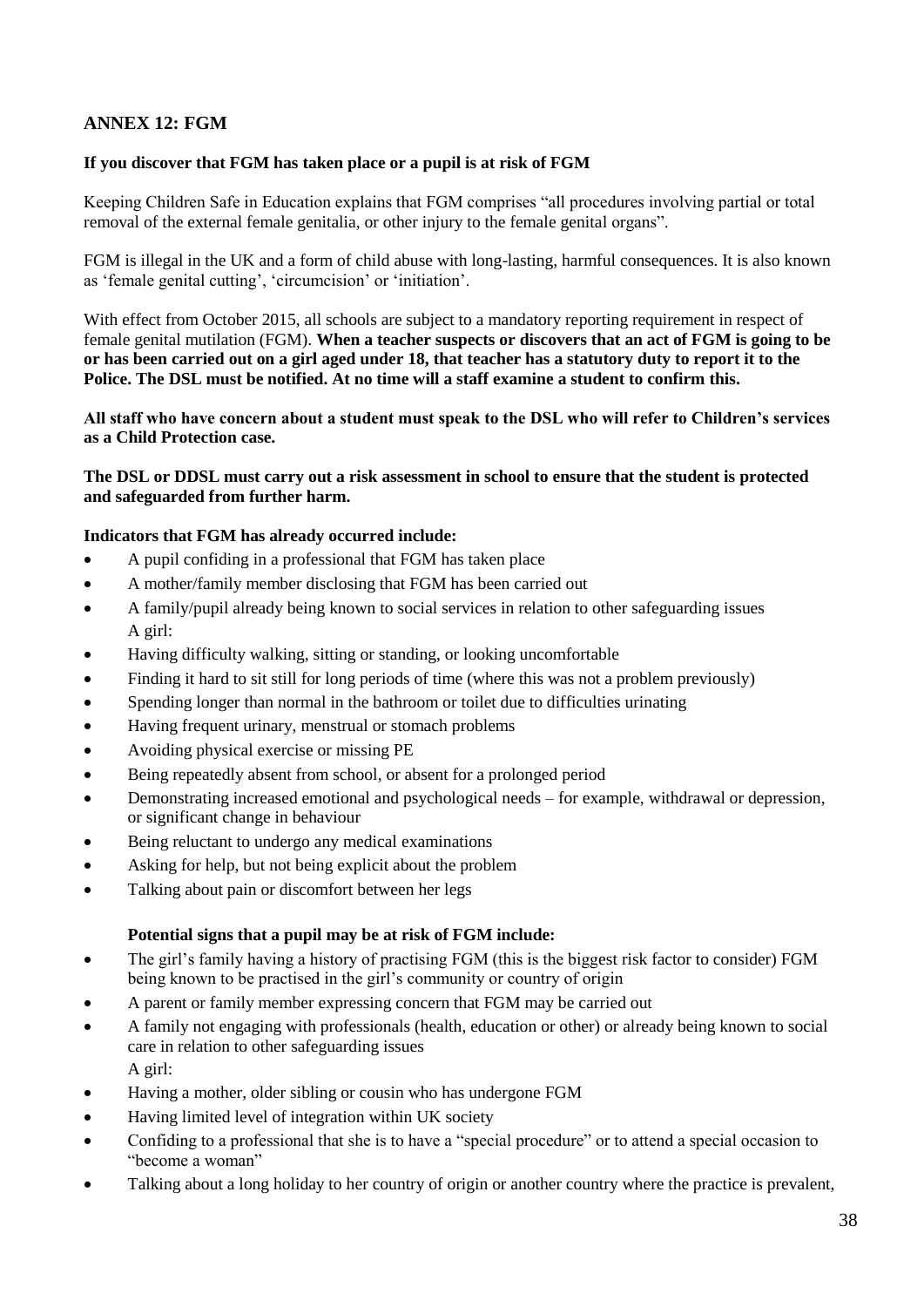## ANNEX 12: FGM

**If you discover that FGM has taken place or a pupil is at risk of FGM**

Keeping Children Safe in Education explains that FGM comprises "all procedures involving partial or total removal of the external female genitalia, or other injury to the female genital organs".

FGM is illegal in the UK and a form of child abuse with long-lasting, harmful consequences. It is also known as 'female genital cutting', 'circumcision' or 'initiation'.

With effect from October 2015, all schools are subject to a mandatory reporting requirement in respect of female genital mutilation (FGM). **When a teacher suspects or discovers that an act of FGM is going to be or has been carried out on a girl aged under 18, that teacher has a statutory duty to report it to the Police. The DSL must be notified. At no time will a staff examine a student to confirm this.**

**All staff who have concern about a student must speak to the DSL who will refer to Children's services as a Child Protection case.**

**The DSL or DDSL must carry out a risk assessment in school to ensure that the student is protected and safeguarded from further harm.**

**Indicators that FGM has already occurred include:**

- A pupil confiding in a professional that FGM has taken place
- A mother/family member disclosing that FGM has been carried out
- A family/pupil already being known to social services in relation to other safeguarding issues

  A girl:
- Having difficulty walking, sitting or standing, or looking uncomfortable
- Finding it hard to sit still for long periods of time (where this was not a problem previously)
- Spending longer than normal in the bathroom or toilet due to difficulties urinating
- Having frequent urinary, menstrual or stomach problems
- Avoiding physical exercise or missing PE
- Being repeatedly absent from school, or absent for a prolonged period
- Demonstrating increased emotional and psychological needs – for example, withdrawal or depression, or significant change in behaviour
- Being reluctant to undergo any medical examinations
- Asking for help, but not being explicit about the problem
- Talking about pain or discomfort between her legs

**Potential signs that a pupil may be at risk of FGM include:**

- The girl's family having a history of practising FGM (this is the biggest risk factor to consider) FGM being known to be practised in the girl's community or country of origin
- A parent or family member expressing concern that FGM may be carried out
- A family not engaging with professionals (health, education or other) or already being known to social care in relation to other safeguarding issues

  A girl:
- Having a mother, older sibling or cousin who has undergone FGM
- Having limited level of integration within UK society
- Confiding to a professional that she is to have a "special procedure" or to attend a special occasion to "become a woman"
- Talking about a long holiday to her country of origin or another country where the practice is prevalent,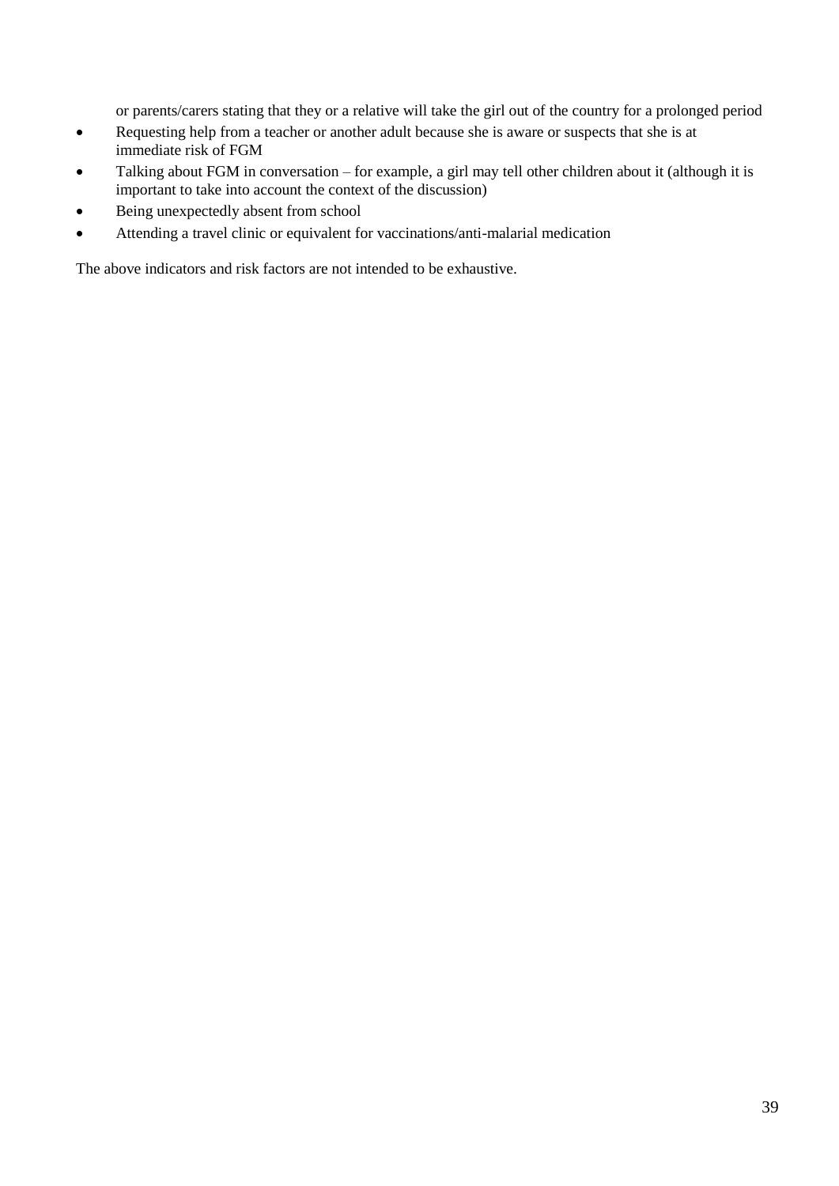or parents/carers stating that they or a relative will take the girl out of the country for a prolonged period

- Requesting help from a teacher or another adult because she is aware or suspects that she is at immediate risk of FGM
- Talking about FGM in conversation – for example, a girl may tell other children about it (although it is important to take into account the context of the discussion)
- Being unexpectedly absent from school
- Attending a travel clinic or equivalent for vaccinations/anti-malarial medication

The above indicators and risk factors are not intended to be exhaustive.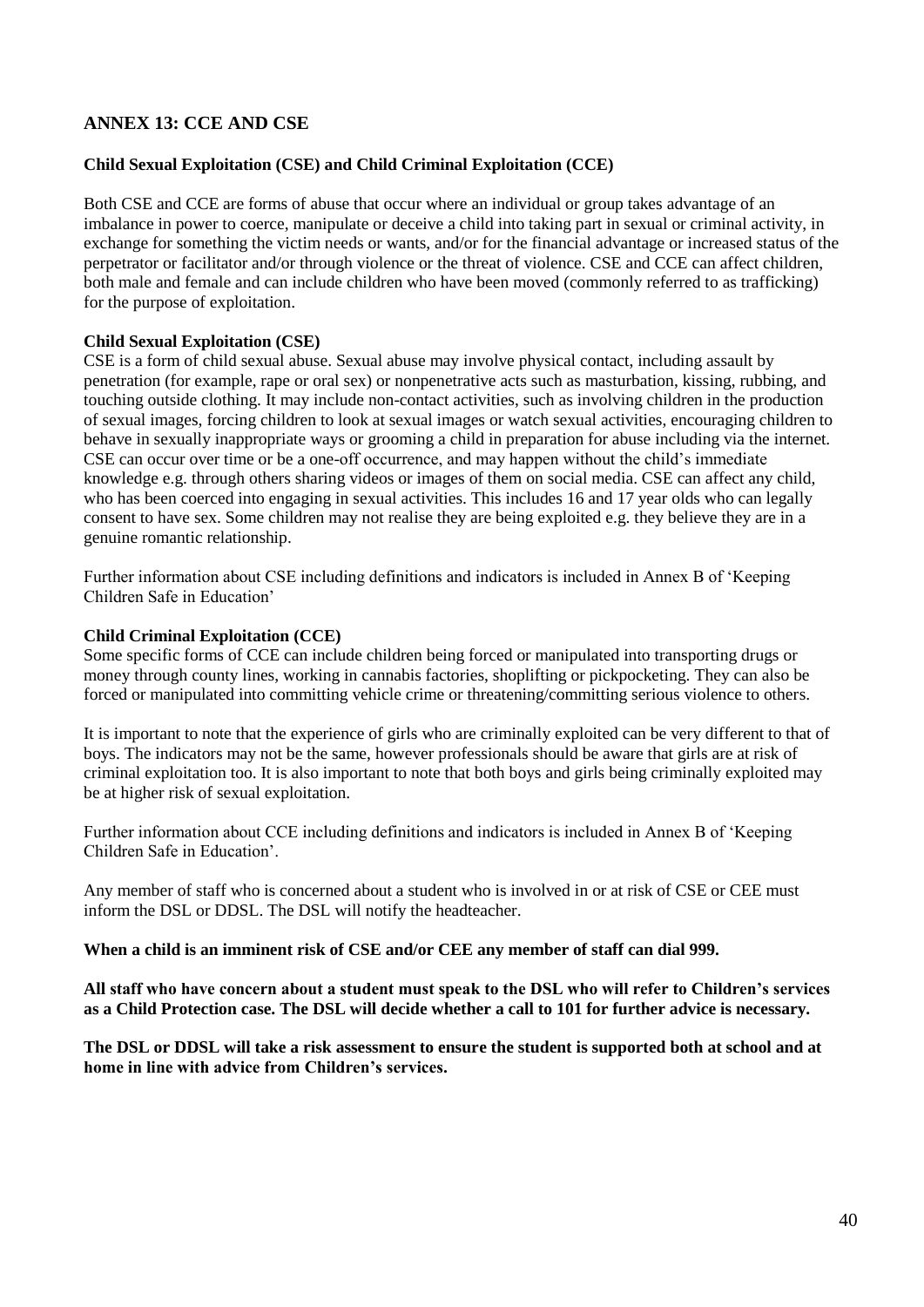## ANNEX 13: CCE AND CSE

**Child Sexual Exploitation (CSE) and Child Criminal Exploitation (CCE)**

Both CSE and CCE are forms of abuse that occur where an individual or group takes advantage of an imbalance in power to coerce, manipulate or deceive a child into taking part in sexual or criminal activity, in exchange for something the victim needs or wants, and/or for the financial advantage or increased status of the perpetrator or facilitator and/or through violence or the threat of violence. CSE and CCE can affect children, both male and female and can include children who have been moved (commonly referred to as trafficking) for the purpose of exploitation.

**Child Sexual Exploitation (CSE)**

CSE is a form of child sexual abuse. Sexual abuse may involve physical contact, including assault by penetration (for example, rape or oral sex) or nonpenetrative acts such as masturbation, kissing, rubbing, and touching outside clothing. It may include non-contact activities, such as involving children in the production of sexual images, forcing children to look at sexual images or watch sexual activities, encouraging children to behave in sexually inappropriate ways or grooming a child in preparation for abuse including via the internet. CSE can occur over time or be a one-off occurrence, and may happen without the child's immediate knowledge e.g. through others sharing videos or images of them on social media. CSE can affect any child, who has been coerced into engaging in sexual activities. This includes 16 and 17 year olds who can legally consent to have sex. Some children may not realise they are being exploited e.g. they believe they are in a genuine romantic relationship.

Further information about CSE including definitions and indicators is included in Annex B of 'Keeping Children Safe in Education'

**Child Criminal Exploitation (CCE)**

Some specific forms of CCE can include children being forced or manipulated into transporting drugs or money through county lines, working in cannabis factories, shoplifting or pickpocketing. They can also be forced or manipulated into committing vehicle crime or threatening/committing serious violence to others.

It is important to note that the experience of girls who are criminally exploited can be very different to that of boys. The indicators may not be the same, however professionals should be aware that girls are at risk of criminal exploitation too. It is also important to note that both boys and girls being criminally exploited may be at higher risk of sexual exploitation.

Further information about CCE including definitions and indicators is included in Annex B of 'Keeping Children Safe in Education'.

Any member of staff who is concerned about a student who is involved in or at risk of CSE or CEE must inform the DSL or DDSL. The DSL will notify the headteacher.

**When a child is an imminent risk of CSE and/or CEE any member of staff can dial 999.**

**All staff who have concern about a student must speak to the DSL who will refer to Children's services as a Child Protection case. The DSL will decide whether a call to 101 for further advice is necessary.**

**The DSL or DDSL will take a risk assessment to ensure the student is supported both at school and at home in line with advice from Children's services.**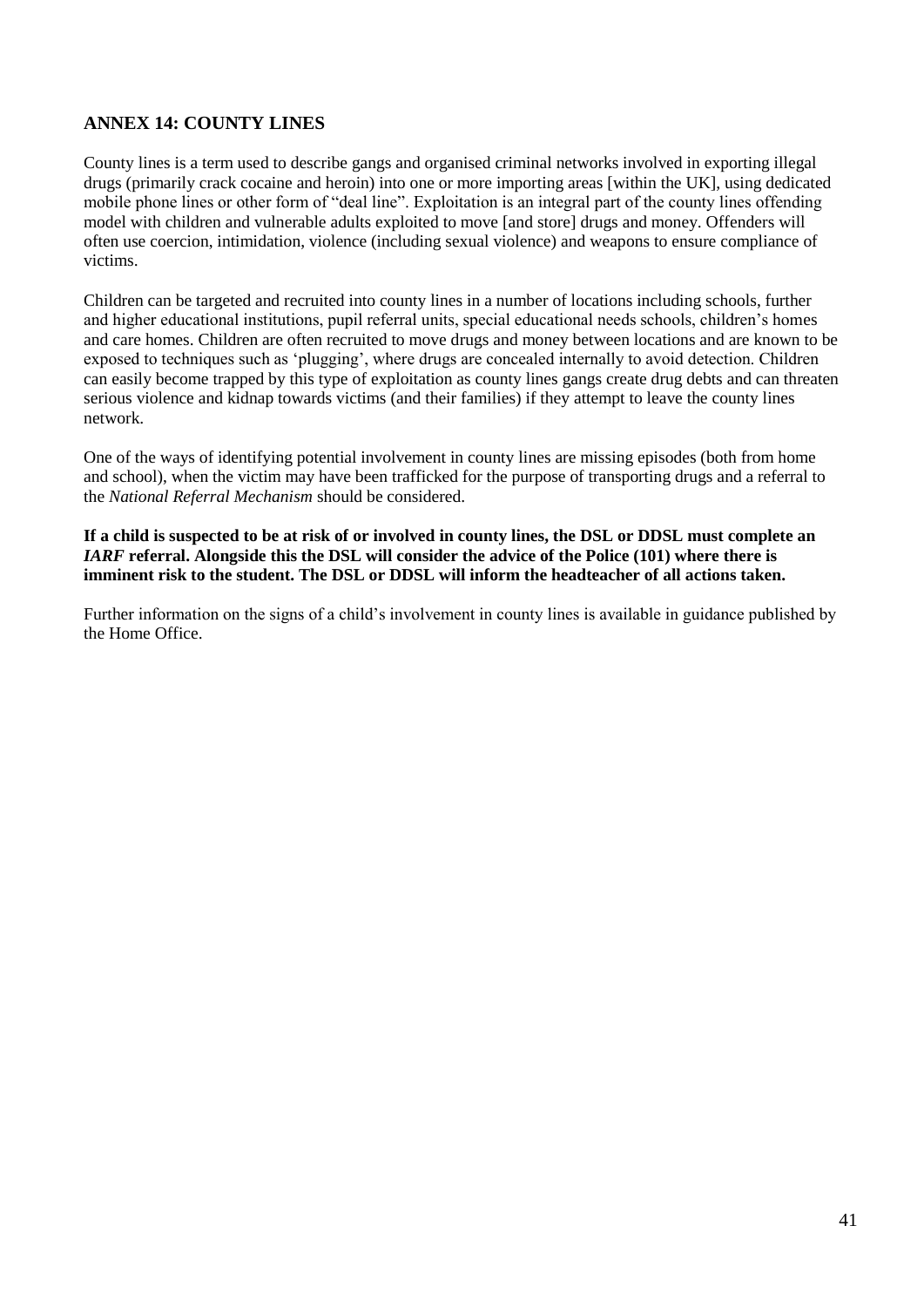## ANNEX 14: COUNTY LINES

County lines is a term used to describe gangs and organised criminal networks involved in exporting illegal drugs (primarily crack cocaine and heroin) into one or more importing areas [within the UK], using dedicated mobile phone lines or other form of "deal line". Exploitation is an integral part of the county lines offending model with children and vulnerable adults exploited to move [and store] drugs and money. Offenders will often use coercion, intimidation, violence (including sexual violence) and weapons to ensure compliance of victims.

Children can be targeted and recruited into county lines in a number of locations including schools, further and higher educational institutions, pupil referral units, special educational needs schools, children's homes and care homes. Children are often recruited to move drugs and money between locations and are known to be exposed to techniques such as 'plugging', where drugs are concealed internally to avoid detection. Children can easily become trapped by this type of exploitation as county lines gangs create drug debts and can threaten serious violence and kidnap towards victims (and their families) if they attempt to leave the county lines network.

One of the ways of identifying potential involvement in county lines are missing episodes (both from home and school), when the victim may have been trafficked for the purpose of transporting drugs and a referral to the *National Referral Mechanism* should be considered.

**If a child is suspected to be at risk of or involved in county lines, the DSL or DDSL must complete an *IARF* referral. Alongside this the DSL will consider the advice of the Police (101) where there is imminent risk to the student. The DSL or DDSL will inform the headteacher of all actions taken.**

Further information on the signs of a child's involvement in county lines is available in guidance published by the Home Office.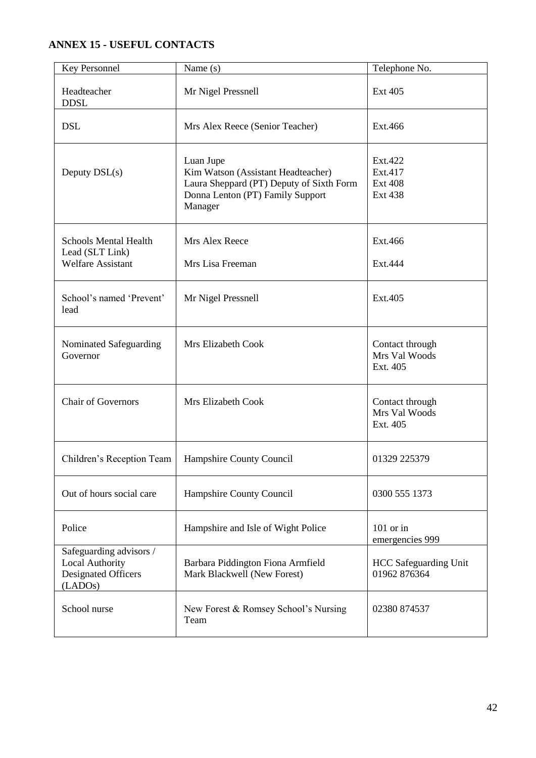## ANNEX 15 - USEFUL CONTACTS

| Key Personnel | Name (s) | Telephone No. |
|---|---|---|
| Headteacher<br>DDSL | Mr Nigel Pressnell | Ext 405 |
| DSL | Mrs Alex Reece (Senior Teacher) | Ext.466 |
| Deputy DSL(s) | Luan Jupe<br>Kim Watson (Assistant Headteacher)<br>Laura Sheppard (PT) Deputy of Sixth Form<br>Donna Lenton (PT) Family Support Manager | Ext.422<br>Ext.417<br>Ext 408<br>Ext 438 |
| Schools Mental Health Lead (SLT Link)<br>Welfare Assistant | Mrs Alex Reece<br>Mrs Lisa Freeman | Ext.466<br>Ext.444 |
| School's named 'Prevent' lead | Mr Nigel Pressnell | Ext.405 |
| Nominated Safeguarding Governor | Mrs Elizabeth Cook | Contact through Mrs Val Woods Ext. 405 |
| Chair of Governors | Mrs Elizabeth Cook | Contact through Mrs Val Woods Ext. 405 |
| Children's Reception Team | Hampshire County Council | 01329 225379 |
| Out of hours social care | Hampshire County Council | 0300 555 1373 |
| Police | Hampshire and Isle of Wight Police | 101 or in emergencies 999 |
| Safeguarding advisors / Local Authority Designated Officers (LADOs) | Barbara Piddington Fiona Armfield<br>Mark Blackwell (New Forest) | HCC Safeguarding Unit 01962 876364 |
| School nurse | New Forest & Romsey School's Nursing Team | 02380 874537 |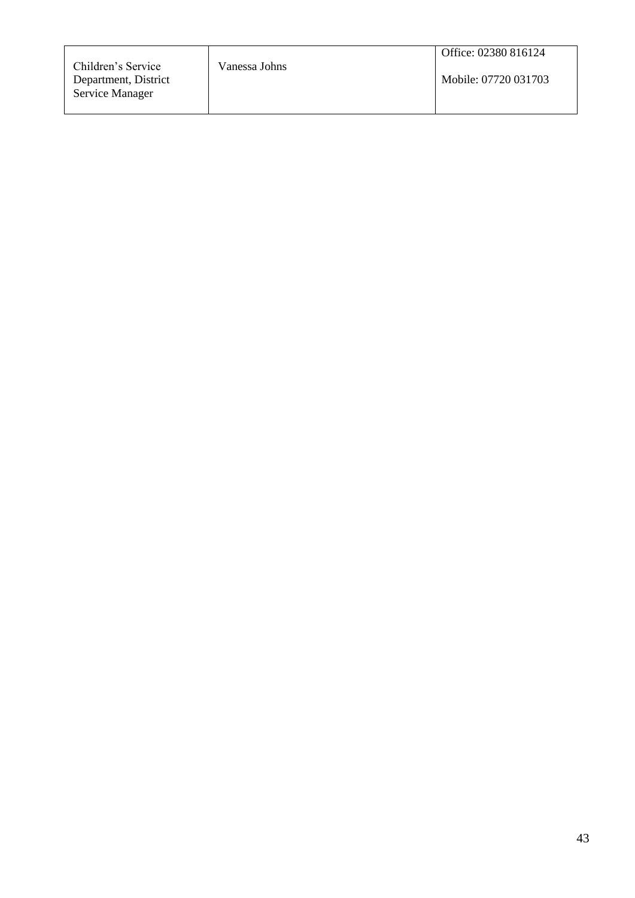| Children's Service Department, District Service Manager | Vanessa Johns | Office: 02380 816124<br><br>Mobile: 07720 031703 |
|---|---|---|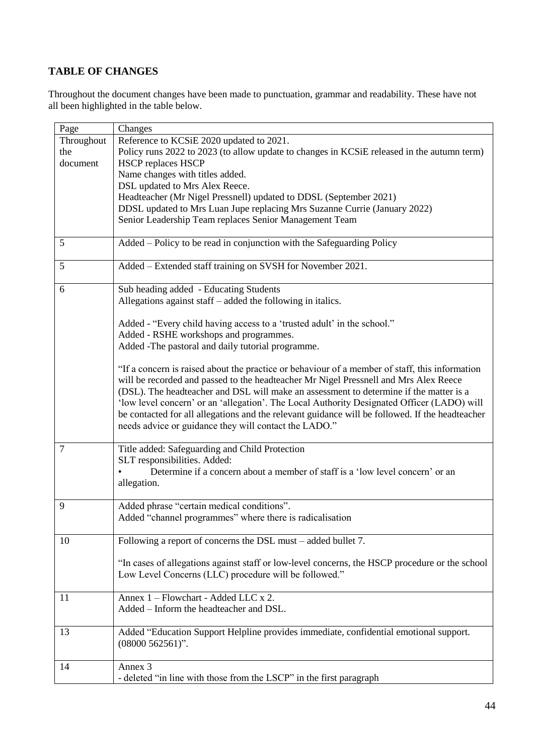## TABLE OF CHANGES

Throughout the document changes have been made to punctuation, grammar and readability. These have not all been highlighted in the table below.

| Page | Changes |
|---|---|
| Throughout the document | Reference to KCSiE 2020 updated to 2021.<br>Policy runs 2022 to 2023 (to allow update to changes in KCSiE released in the autumn term)<br>HSCP replaces HSCP<br>Name changes with titles added.<br>DSL updated to Mrs Alex Reece.<br>Headteacher (Mr Nigel Pressnell) updated to DDSL (September 2021)<br>DDSL updated to Mrs Luan Jupe replacing Mrs Suzanne Currie (January 2022)<br>Senior Leadership Team replaces Senior Management Team |
| 5 | Added – Policy to be read in conjunction with the Safeguarding Policy |
| 5 | Added – Extended staff training on SVSH for November 2021. |
| 6 | Sub heading added - Educating Students<br>Allegations against staff – added the following in italics.<br><br>Added - "Every child having access to a 'trusted adult' in the school."<br>Added - RSHE workshops and programmes.<br>Added -The pastoral and daily tutorial programme.<br><br>"If a concern is raised about the practice or behaviour of a member of staff, this information will be recorded and passed to the headteacher Mr Nigel Pressnell and Mrs Alex Reece (DSL). The headteacher and DSL will make an assessment to determine if the matter is a 'low level concern' or an 'allegation'. The Local Authority Designated Officer (LADO) will be contacted for all allegations and the relevant guidance will be followed. If the headteacher needs advice or guidance they will contact the LADO." |
| 7 | Title added: Safeguarding and Child Protection<br>SLT responsibilities. Added:<br>• Determine if a concern about a member of staff is a 'low level concern' or an allegation. |
| 9 | Added phrase "certain medical conditions".<br>Added "channel programmes" where there is radicalisation |
| 10 | Following a report of concerns the DSL must – added bullet 7.<br><br>"In cases of allegations against staff or low-level concerns, the HSCP procedure or the school Low Level Concerns (LLC) procedure will be followed." |
| 11 | Annex 1 – Flowchart - Added LLC x 2.<br>Added – Inform the headteacher and DSL. |
| 13 | Added "Education Support Helpline provides immediate, confidential emotional support. (08000 562561)". |
| 14 | Annex 3<br>- deleted "in line with those from the LSCP" in the first paragraph |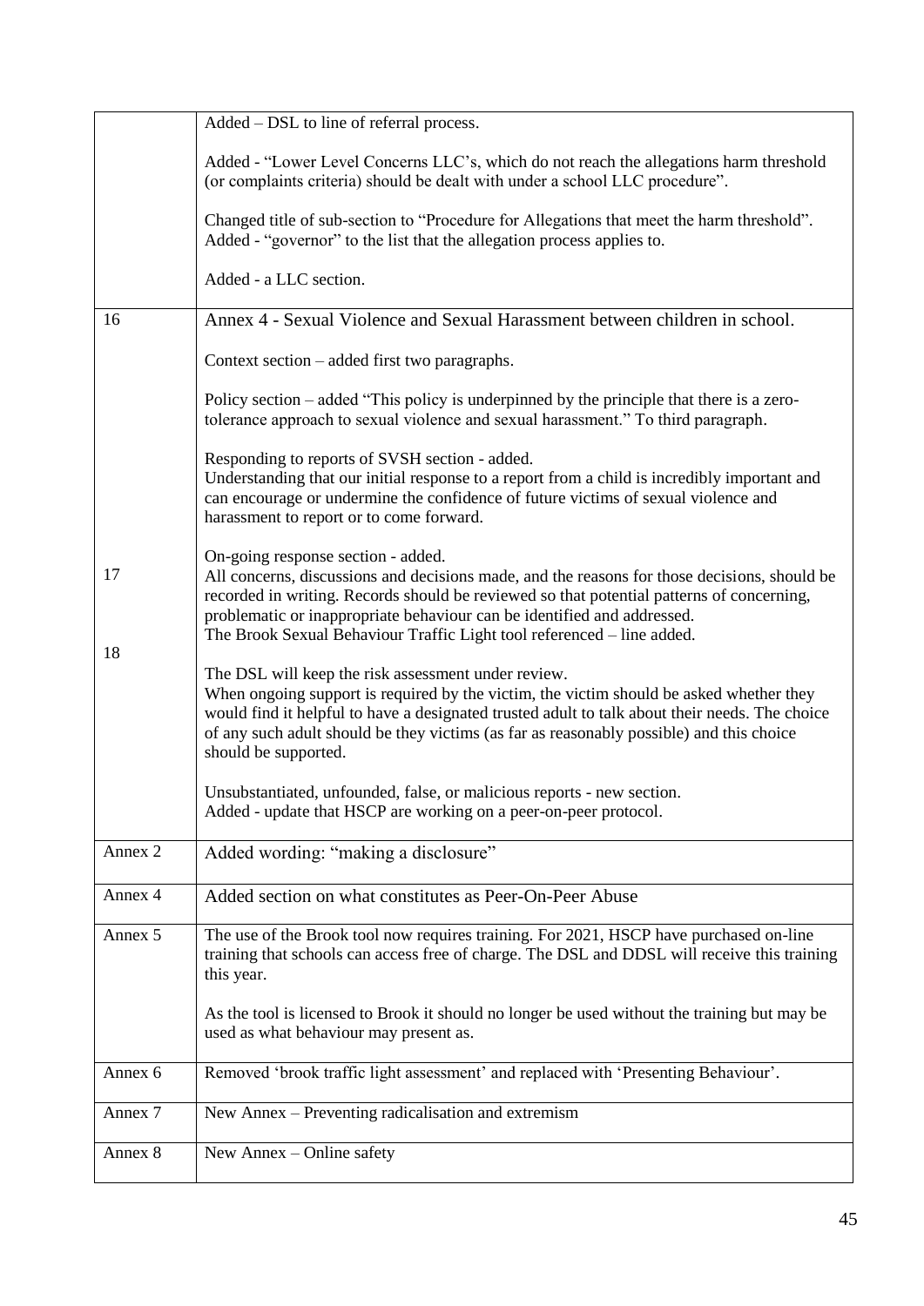| | |
|---|---|
| | Added – DSL to line of referral process.<br><br>Added - "Lower Level Concerns LLC's, which do not reach the allegations harm threshold (or complaints criteria) should be dealt with under a school LLC procedure".<br><br>Changed title of sub-section to "Procedure for Allegations that meet the harm threshold". Added - "governor" to the list that the allegation process applies to.<br><br>Added - a LLC section. |
| 16<br><br><br><br><br><br><br><br><br><br><br>17<br><br><br><br>18 | Annex 4 - Sexual Violence and Sexual Harassment between children in school.<br><br>Context section – added first two paragraphs.<br><br>Policy section – added "This policy is underpinned by the principle that there is a zero-tolerance approach to sexual violence and sexual harassment." To third paragraph.<br><br>Responding to reports of SVSH section - added.<br>Understanding that our initial response to a report from a child is incredibly important and can encourage or undermine the confidence of future victims of sexual violence and harassment to report or to come forward.<br><br>On-going response section - added.<br>All concerns, discussions and decisions made, and the reasons for those decisions, should be recorded in writing. Records should be reviewed so that potential patterns of concerning, problematic or inappropriate behaviour can be identified and addressed.<br>The Brook Sexual Behaviour Traffic Light tool referenced – line added.<br><br>The DSL will keep the risk assessment under review.<br>When ongoing support is required by the victim, the victim should be asked whether they would find it helpful to have a designated trusted adult to talk about their needs. The choice of any such adult should be they victims (as far as reasonably possible) and this choice should be supported.<br><br>Unsubstantiated, unfounded, false, or malicious reports - new section.<br>Added - update that HSCP are working on a peer-on-peer protocol. |
| Annex 2 | Added wording: "making a disclosure" |
| Annex 4 | Added section on what constitutes as Peer-On-Peer Abuse |
| Annex 5 | The use of the Brook tool now requires training. For 2021, HSCP have purchased on-line training that schools can access free of charge. The DSL and DDSL will receive this training this year.<br><br>As the tool is licensed to Brook it should no longer be used without the training but may be used as what behaviour may present as. |
| Annex 6 | Removed 'brook traffic light assessment' and replaced with 'Presenting Behaviour'. |
| Annex 7 | New Annex – Preventing radicalisation and extremism |
| Annex 8 | New Annex – Online safety |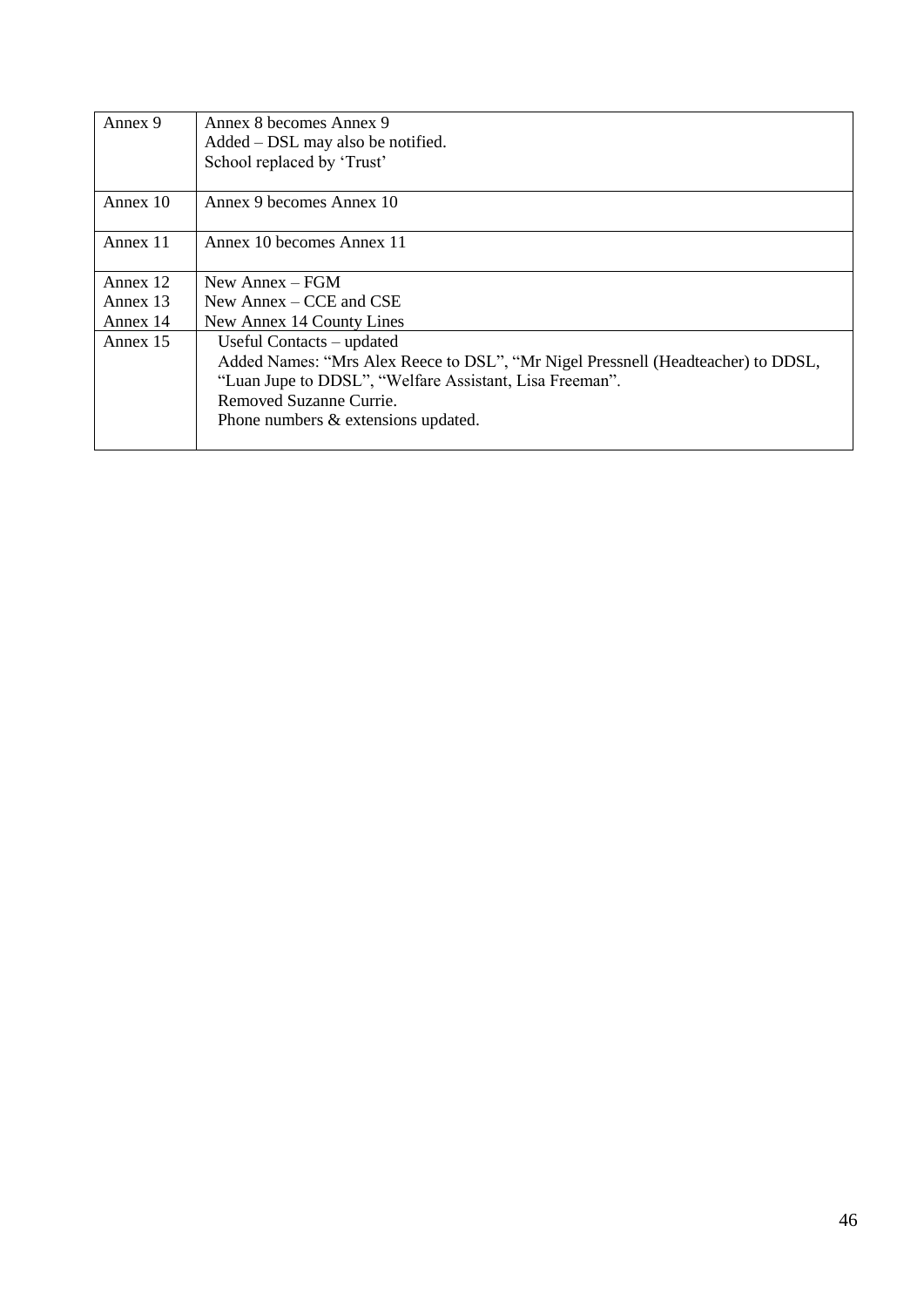| | |
|---|---|
| Annex 9 | Annex 8 becomes Annex 9<br>Added – DSL may also be notified.<br>School replaced by 'Trust' |
| Annex 10 | Annex 9 becomes Annex 10 |
| Annex 11 | Annex 10 becomes Annex 11 |
| Annex 12<br>Annex 13<br>Annex 14 | New Annex – FGM<br>New Annex – CCE and CSE<br>New Annex 14 County Lines |
| Annex 15 | Useful Contacts – updated<br>Added Names: "Mrs Alex Reece to DSL", "Mr Nigel Pressnell (Headteacher) to DDSL, "Luan Jupe to DDSL", "Welfare Assistant, Lisa Freeman".<br>Removed Suzanne Currie.<br>Phone numbers & extensions updated. |